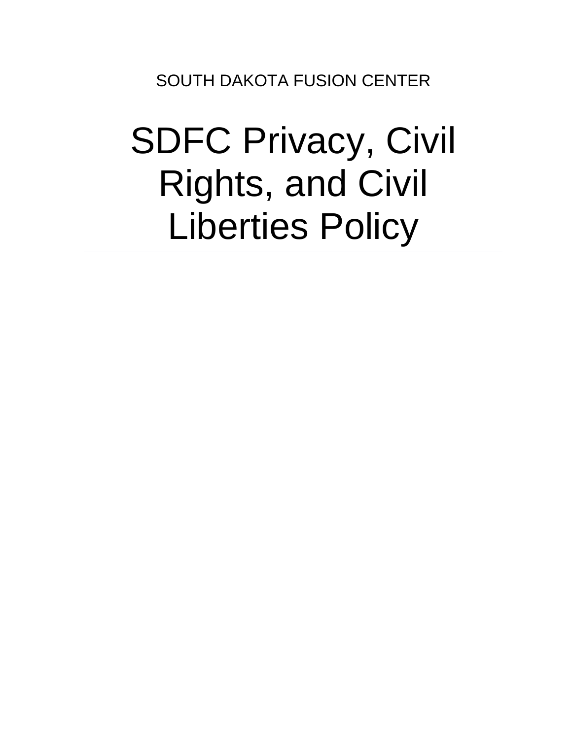SOUTH DAKOTA FUSION CENTER

# SDFC Privacy, Civil Rights, and Civil Liberties Policy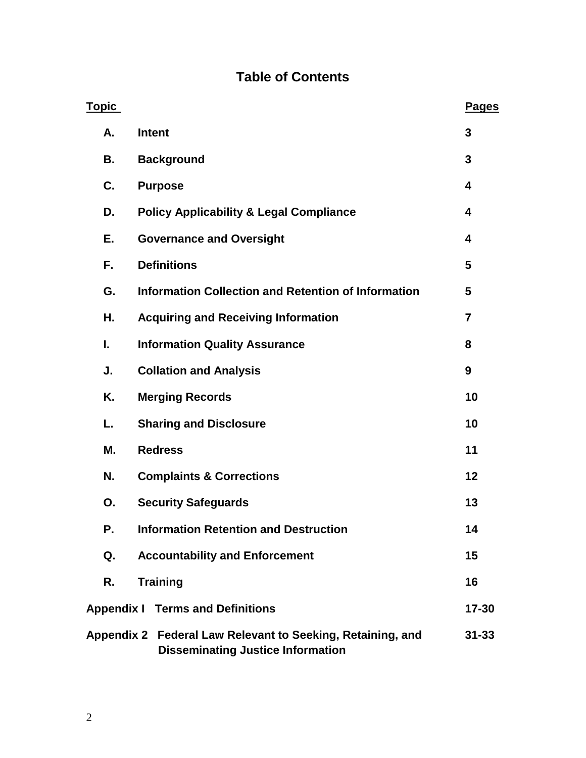# Table of Contents

| Topic | | Pages |
|---|---|---|
| **A.** | **Intent** | **3** |
| **B.** | **Background** | **3** |
| **C.** | **Purpose** | **4** |
| **D.** | **Policy Applicability & Legal Compliance** | **4** |
| **E.** | **Governance and Oversight** | **4** |
| **F.** | **Definitions** | **5** |
| **G.** | **Information Collection and Retention of Information** | **5** |
| **H.** | **Acquiring and Receiving Information** | **7** |
| **I.** | **Information Quality Assurance** | **8** |
| **J.** | **Collation and Analysis** | **9** |
| **K.** | **Merging Records** | **10** |
| **L.** | **Sharing and Disclosure** | **10** |
| **M.** | **Redress** | **11** |
| **N.** | **Complaints & Corrections** | **12** |
| **O.** | **Security Safeguards** | **13** |
| **P.** | **Information Retention and Destruction** | **14** |
| **Q.** | **Accountability and Enforcement** | **15** |
| **R.** | **Training** | **16** |
| **Appendix I** | **Terms and Definitions** | **17-30** |
| **Appendix 2** | **Federal Law Relevant to Seeking, Retaining, and Disseminating Justice Information** | **31-33** |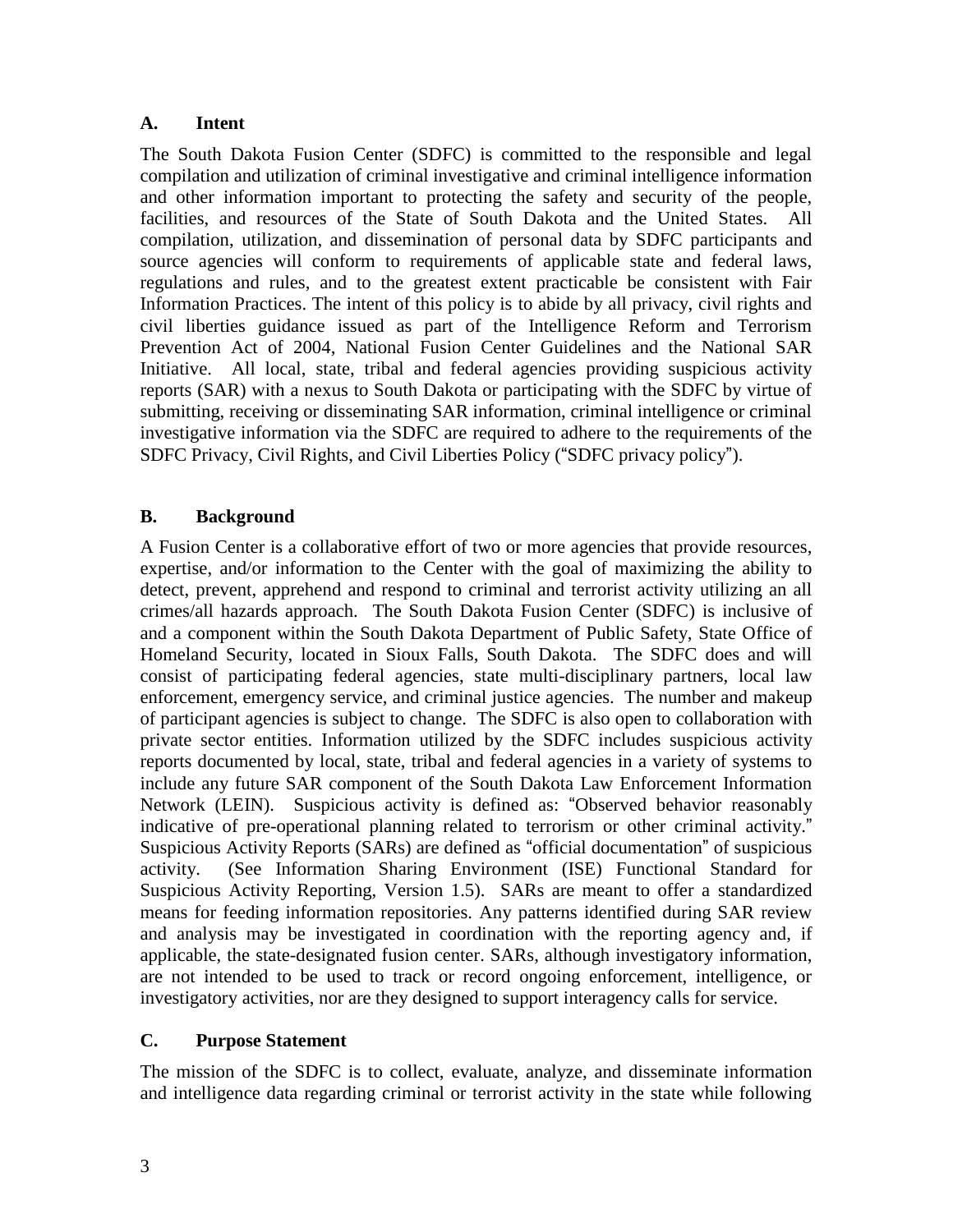## A. Intent

The South Dakota Fusion Center (SDFC) is committed to the responsible and legal compilation and utilization of criminal investigative and criminal intelligence information and other information important to protecting the safety and security of the people, facilities, and resources of the State of South Dakota and the United States. All compilation, utilization, and dissemination of personal data by SDFC participants and source agencies will conform to requirements of applicable state and federal laws, regulations and rules, and to the greatest extent practicable be consistent with Fair Information Practices. The intent of this policy is to abide by all privacy, civil rights and civil liberties guidance issued as part of the Intelligence Reform and Terrorism Prevention Act of 2004, National Fusion Center Guidelines and the National SAR Initiative. All local, state, tribal and federal agencies providing suspicious activity reports (SAR) with a nexus to South Dakota or participating with the SDFC by virtue of submitting, receiving or disseminating SAR information, criminal intelligence or criminal investigative information via the SDFC are required to adhere to the requirements of the SDFC Privacy, Civil Rights, and Civil Liberties Policy ("SDFC privacy policy").

## B. Background

A Fusion Center is a collaborative effort of two or more agencies that provide resources, expertise, and/or information to the Center with the goal of maximizing the ability to detect, prevent, apprehend and respond to criminal and terrorist activity utilizing an all crimes/all hazards approach. The South Dakota Fusion Center (SDFC) is inclusive of and a component within the South Dakota Department of Public Safety, State Office of Homeland Security, located in Sioux Falls, South Dakota. The SDFC does and will consist of participating federal agencies, state multi-disciplinary partners, local law enforcement, emergency service, and criminal justice agencies. The number and makeup of participant agencies is subject to change. The SDFC is also open to collaboration with private sector entities. Information utilized by the SDFC includes suspicious activity reports documented by local, state, tribal and federal agencies in a variety of systems to include any future SAR component of the South Dakota Law Enforcement Information Network (LEIN). Suspicious activity is defined as: "Observed behavior reasonably indicative of pre-operational planning related to terrorism or other criminal activity." Suspicious Activity Reports (SARs) are defined as "official documentation" of suspicious activity. (See Information Sharing Environment (ISE) Functional Standard for Suspicious Activity Reporting, Version 1.5). SARs are meant to offer a standardized means for feeding information repositories. Any patterns identified during SAR review and analysis may be investigated in coordination with the reporting agency and, if applicable, the state-designated fusion center. SARs, although investigatory information, are not intended to be used to track or record ongoing enforcement, intelligence, or investigatory activities, nor are they designed to support interagency calls for service.

## C. Purpose Statement

The mission of the SDFC is to collect, evaluate, analyze, and disseminate information and intelligence data regarding criminal or terrorist activity in the state while following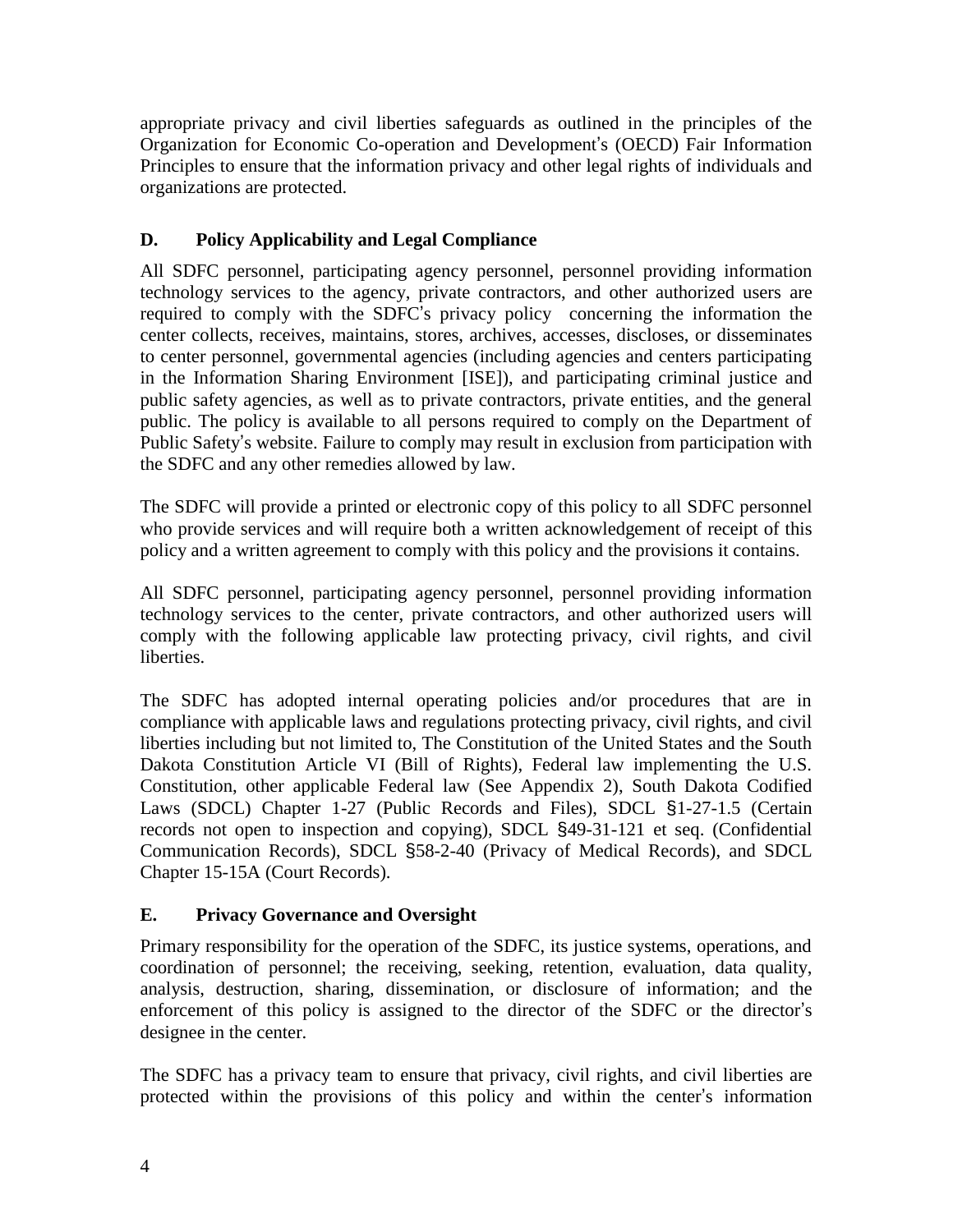appropriate privacy and civil liberties safeguards as outlined in the principles of the Organization for Economic Co-operation and Development's (OECD) Fair Information Principles to ensure that the information privacy and other legal rights of individuals and organizations are protected.

## D. Policy Applicability and Legal Compliance

All SDFC personnel, participating agency personnel, personnel providing information technology services to the agency, private contractors, and other authorized users are required to comply with the SDFC's privacy policy concerning the information the center collects, receives, maintains, stores, archives, accesses, discloses, or disseminates to center personnel, governmental agencies (including agencies and centers participating in the Information Sharing Environment [ISE]), and participating criminal justice and public safety agencies, as well as to private contractors, private entities, and the general public. The policy is available to all persons required to comply on the Department of Public Safety's website. Failure to comply may result in exclusion from participation with the SDFC and any other remedies allowed by law.

The SDFC will provide a printed or electronic copy of this policy to all SDFC personnel who provide services and will require both a written acknowledgement of receipt of this policy and a written agreement to comply with this policy and the provisions it contains.

All SDFC personnel, participating agency personnel, personnel providing information technology services to the center, private contractors, and other authorized users will comply with the following applicable law protecting privacy, civil rights, and civil liberties.

The SDFC has adopted internal operating policies and/or procedures that are in compliance with applicable laws and regulations protecting privacy, civil rights, and civil liberties including but not limited to, The Constitution of the United States and the South Dakota Constitution Article VI (Bill of Rights), Federal law implementing the U.S. Constitution, other applicable Federal law (See Appendix 2), South Dakota Codified Laws (SDCL) Chapter 1-27 (Public Records and Files), SDCL §1-27-1.5 (Certain records not open to inspection and copying), SDCL §49-31-121 et seq. (Confidential Communication Records), SDCL §58-2-40 (Privacy of Medical Records), and SDCL Chapter 15-15A (Court Records).

## E. Privacy Governance and Oversight

Primary responsibility for the operation of the SDFC, its justice systems, operations, and coordination of personnel; the receiving, seeking, retention, evaluation, data quality, analysis, destruction, sharing, dissemination, or disclosure of information; and the enforcement of this policy is assigned to the director of the SDFC or the director's designee in the center.

The SDFC has a privacy team to ensure that privacy, civil rights, and civil liberties are protected within the provisions of this policy and within the center's information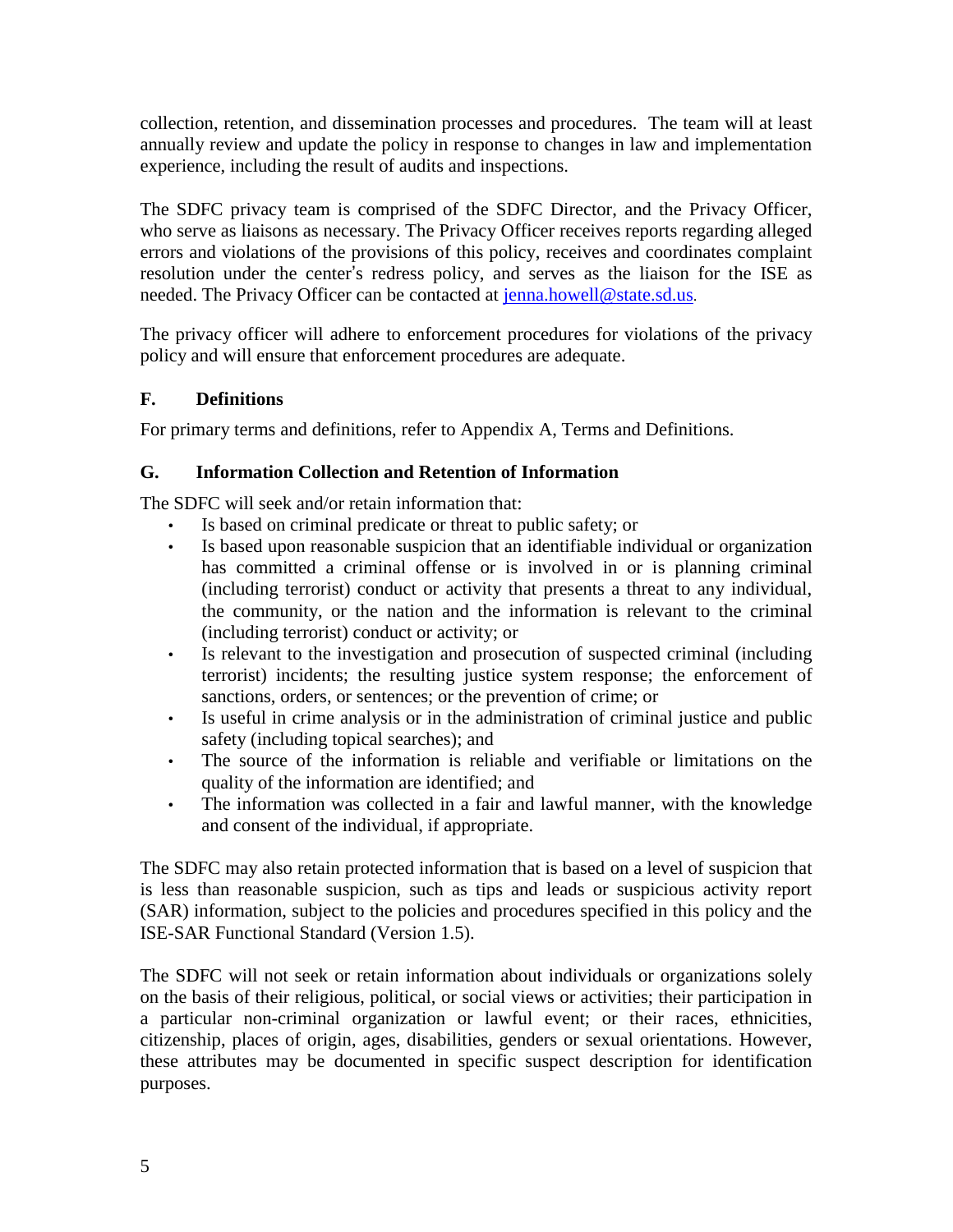collection, retention, and dissemination processes and procedures. The team will at least annually review and update the policy in response to changes in law and implementation experience, including the result of audits and inspections.

The SDFC privacy team is comprised of the SDFC Director, and the Privacy Officer, who serve as liaisons as necessary. The Privacy Officer receives reports regarding alleged errors and violations of the provisions of this policy, receives and coordinates complaint resolution under the center's redress policy, and serves as the liaison for the ISE as needed. The Privacy Officer can be contacted at jenna.howell@state.sd.us.

The privacy officer will adhere to enforcement procedures for violations of the privacy policy and will ensure that enforcement procedures are adequate.

## F. Definitions

For primary terms and definitions, refer to Appendix A, Terms and Definitions.

## G. Information Collection and Retention of Information

The SDFC will seek and/or retain information that:

- Is based on criminal predicate or threat to public safety; or
- Is based upon reasonable suspicion that an identifiable individual or organization has committed a criminal offense or is involved in or is planning criminal (including terrorist) conduct or activity that presents a threat to any individual, the community, or the nation and the information is relevant to the criminal (including terrorist) conduct or activity; or
- Is relevant to the investigation and prosecution of suspected criminal (including terrorist) incidents; the resulting justice system response; the enforcement of sanctions, orders, or sentences; or the prevention of crime; or
- Is useful in crime analysis or in the administration of criminal justice and public safety (including topical searches); and
- The source of the information is reliable and verifiable or limitations on the quality of the information are identified; and
- The information was collected in a fair and lawful manner, with the knowledge and consent of the individual, if appropriate.

The SDFC may also retain protected information that is based on a level of suspicion that is less than reasonable suspicion, such as tips and leads or suspicious activity report (SAR) information, subject to the policies and procedures specified in this policy and the ISE-SAR Functional Standard (Version 1.5).

The SDFC will not seek or retain information about individuals or organizations solely on the basis of their religious, political, or social views or activities; their participation in a particular non-criminal organization or lawful event; or their races, ethnicities, citizenship, places of origin, ages, disabilities, genders or sexual orientations. However, these attributes may be documented in specific suspect description for identification purposes.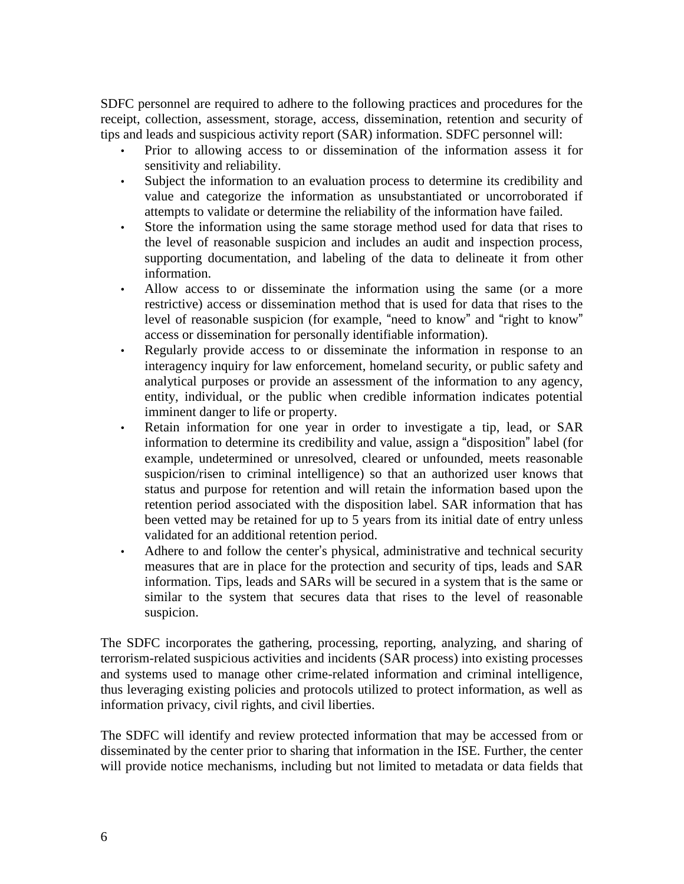SDFC personnel are required to adhere to the following practices and procedures for the receipt, collection, assessment, storage, access, dissemination, retention and security of tips and leads and suspicious activity report (SAR) information. SDFC personnel will:

- Prior to allowing access to or dissemination of the information assess it for sensitivity and reliability.
- Subject the information to an evaluation process to determine its credibility and value and categorize the information as unsubstantiated or uncorroborated if attempts to validate or determine the reliability of the information have failed.
- Store the information using the same storage method used for data that rises to the level of reasonable suspicion and includes an audit and inspection process, supporting documentation, and labeling of the data to delineate it from other information.
- Allow access to or disseminate the information using the same (or a more restrictive) access or dissemination method that is used for data that rises to the level of reasonable suspicion (for example, "need to know" and "right to know" access or dissemination for personally identifiable information).
- Regularly provide access to or disseminate the information in response to an interagency inquiry for law enforcement, homeland security, or public safety and analytical purposes or provide an assessment of the information to any agency, entity, individual, or the public when credible information indicates potential imminent danger to life or property.
- Retain information for one year in order to investigate a tip, lead, or SAR information to determine its credibility and value, assign a "disposition" label (for example, undetermined or unresolved, cleared or unfounded, meets reasonable suspicion/risen to criminal intelligence) so that an authorized user knows that status and purpose for retention and will retain the information based upon the retention period associated with the disposition label. SAR information that has been vetted may be retained for up to 5 years from its initial date of entry unless validated for an additional retention period.
- Adhere to and follow the center's physical, administrative and technical security measures that are in place for the protection and security of tips, leads and SAR information. Tips, leads and SARs will be secured in a system that is the same or similar to the system that secures data that rises to the level of reasonable suspicion.

The SDFC incorporates the gathering, processing, reporting, analyzing, and sharing of terrorism-related suspicious activities and incidents (SAR process) into existing processes and systems used to manage other crime-related information and criminal intelligence, thus leveraging existing policies and protocols utilized to protect information, as well as information privacy, civil rights, and civil liberties.

The SDFC will identify and review protected information that may be accessed from or disseminated by the center prior to sharing that information in the ISE. Further, the center will provide notice mechanisms, including but not limited to metadata or data fields that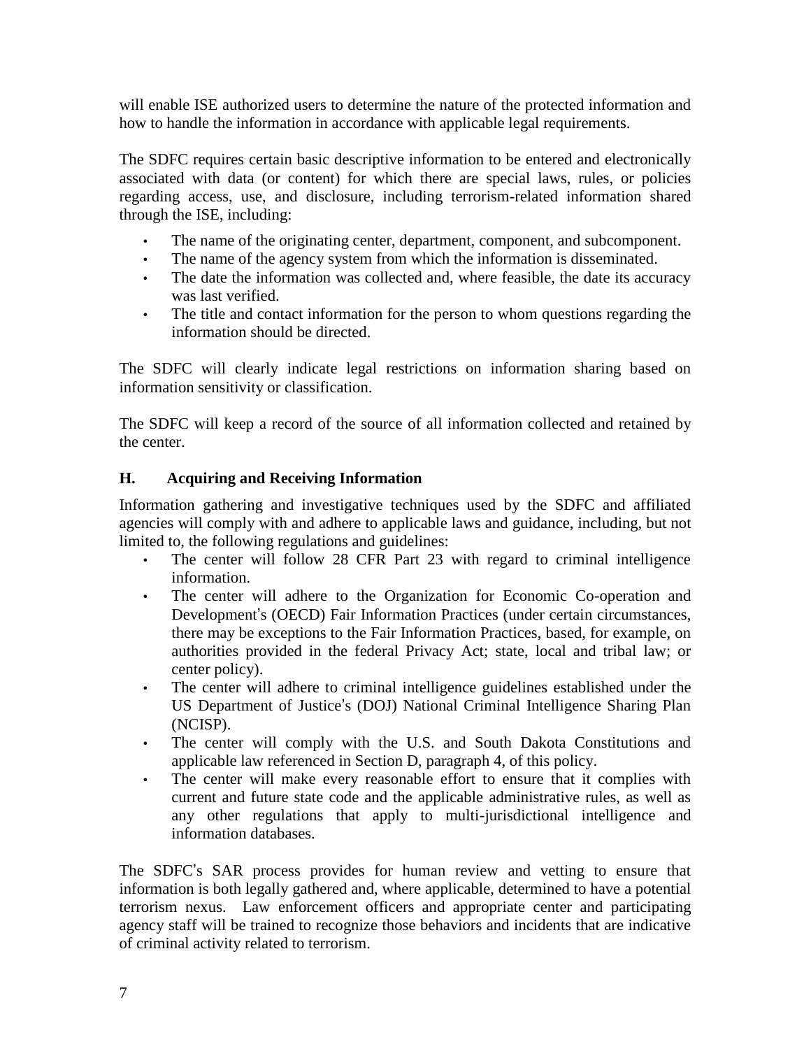will enable ISE authorized users to determine the nature of the protected information and how to handle the information in accordance with applicable legal requirements.

The SDFC requires certain basic descriptive information to be entered and electronically associated with data (or content) for which there are special laws, rules, or policies regarding access, use, and disclosure, including terrorism-related information shared through the ISE, including:

- The name of the originating center, department, component, and subcomponent.
- The name of the agency system from which the information is disseminated.
- The date the information was collected and, where feasible, the date its accuracy was last verified.
- The title and contact information for the person to whom questions regarding the information should be directed.

The SDFC will clearly indicate legal restrictions on information sharing based on information sensitivity or classification.

The SDFC will keep a record of the source of all information collected and retained by the center.

## H. Acquiring and Receiving Information

Information gathering and investigative techniques used by the SDFC and affiliated agencies will comply with and adhere to applicable laws and guidance, including, but not limited to, the following regulations and guidelines:

- The center will follow 28 CFR Part 23 with regard to criminal intelligence information.
- The center will adhere to the Organization for Economic Co-operation and Development's (OECD) Fair Information Practices (under certain circumstances, there may be exceptions to the Fair Information Practices, based, for example, on authorities provided in the federal Privacy Act; state, local and tribal law; or center policy).
- The center will adhere to criminal intelligence guidelines established under the US Department of Justice's (DOJ) National Criminal Intelligence Sharing Plan (NCISP).
- The center will comply with the U.S. and South Dakota Constitutions and applicable law referenced in Section D, paragraph 4, of this policy.
- The center will make every reasonable effort to ensure that it complies with current and future state code and the applicable administrative rules, as well as any other regulations that apply to multi-jurisdictional intelligence and information databases.

The SDFC's SAR process provides for human review and vetting to ensure that information is both legally gathered and, where applicable, determined to have a potential terrorism nexus. Law enforcement officers and appropriate center and participating agency staff will be trained to recognize those behaviors and incidents that are indicative of criminal activity related to terrorism.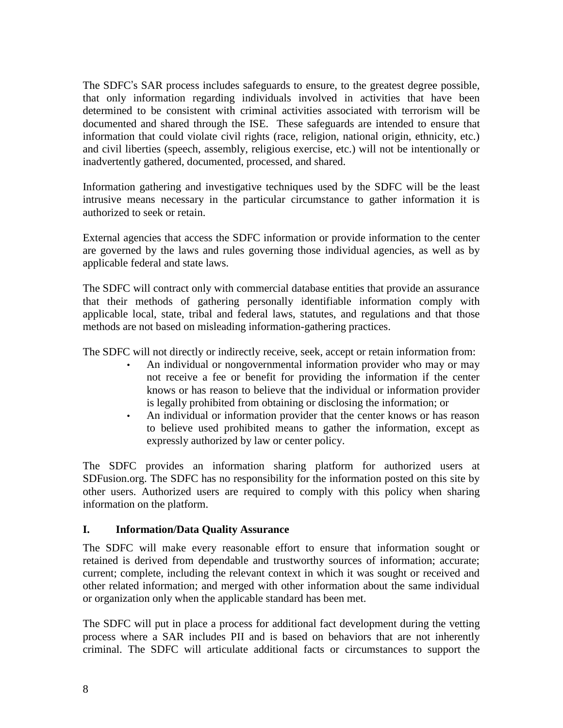The SDFC's SAR process includes safeguards to ensure, to the greatest degree possible, that only information regarding individuals involved in activities that have been determined to be consistent with criminal activities associated with terrorism will be documented and shared through the ISE. These safeguards are intended to ensure that information that could violate civil rights (race, religion, national origin, ethnicity, etc.) and civil liberties (speech, assembly, religious exercise, etc.) will not be intentionally or inadvertently gathered, documented, processed, and shared.

Information gathering and investigative techniques used by the SDFC will be the least intrusive means necessary in the particular circumstance to gather information it is authorized to seek or retain.

External agencies that access the SDFC information or provide information to the center are governed by the laws and rules governing those individual agencies, as well as by applicable federal and state laws.

The SDFC will contract only with commercial database entities that provide an assurance that their methods of gathering personally identifiable information comply with applicable local, state, tribal and federal laws, statutes, and regulations and that those methods are not based on misleading information-gathering practices.

The SDFC will not directly or indirectly receive, seek, accept or retain information from:

- An individual or nongovernmental information provider who may or may not receive a fee or benefit for providing the information if the center knows or has reason to believe that the individual or information provider is legally prohibited from obtaining or disclosing the information; or
- An individual or information provider that the center knows or has reason to believe used prohibited means to gather the information, except as expressly authorized by law or center policy.

The SDFC provides an information sharing platform for authorized users at SDFusion.org. The SDFC has no responsibility for the information posted on this site by other users. Authorized users are required to comply with this policy when sharing information on the platform.

## I. Information/Data Quality Assurance

The SDFC will make every reasonable effort to ensure that information sought or retained is derived from dependable and trustworthy sources of information; accurate; current; complete, including the relevant context in which it was sought or received and other related information; and merged with other information about the same individual or organization only when the applicable standard has been met.

The SDFC will put in place a process for additional fact development during the vetting process where a SAR includes PII and is based on behaviors that are not inherently criminal. The SDFC will articulate additional facts or circumstances to support the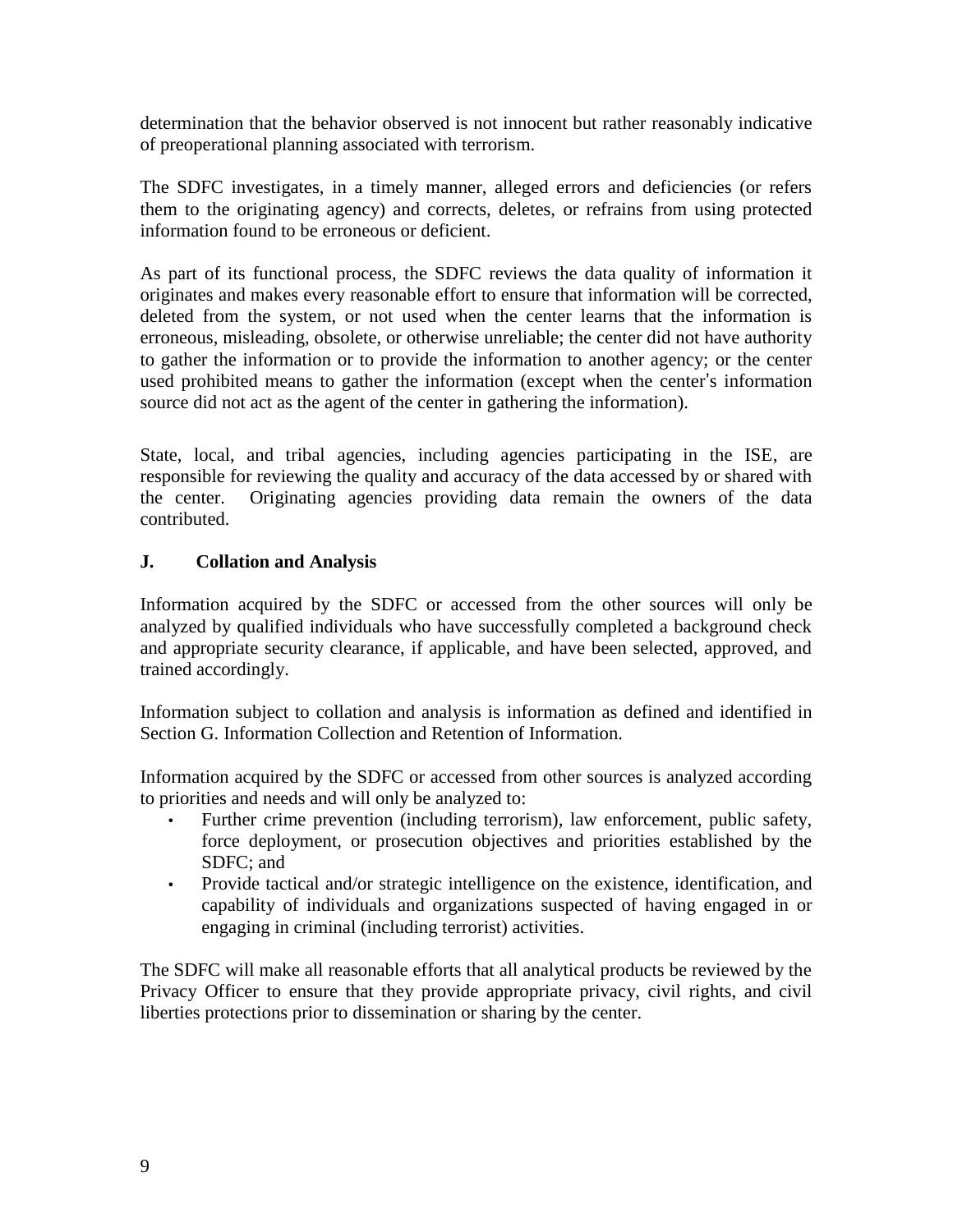determination that the behavior observed is not innocent but rather reasonably indicative of preoperational planning associated with terrorism.

The SDFC investigates, in a timely manner, alleged errors and deficiencies (or refers them to the originating agency) and corrects, deletes, or refrains from using protected information found to be erroneous or deficient.

As part of its functional process, the SDFC reviews the data quality of information it originates and makes every reasonable effort to ensure that information will be corrected, deleted from the system, or not used when the center learns that the information is erroneous, misleading, obsolete, or otherwise unreliable; the center did not have authority to gather the information or to provide the information to another agency; or the center used prohibited means to gather the information (except when the center's information source did not act as the agent of the center in gathering the information).

State, local, and tribal agencies, including agencies participating in the ISE, are responsible for reviewing the quality and accuracy of the data accessed by or shared with the center. Originating agencies providing data remain the owners of the data contributed.

## J. Collation and Analysis

Information acquired by the SDFC or accessed from the other sources will only be analyzed by qualified individuals who have successfully completed a background check and appropriate security clearance, if applicable, and have been selected, approved, and trained accordingly.

Information subject to collation and analysis is information as defined and identified in Section G. Information Collection and Retention of Information.

Information acquired by the SDFC or accessed from other sources is analyzed according to priorities and needs and will only be analyzed to:

- Further crime prevention (including terrorism), law enforcement, public safety, force deployment, or prosecution objectives and priorities established by the SDFC; and
- Provide tactical and/or strategic intelligence on the existence, identification, and capability of individuals and organizations suspected of having engaged in or engaging in criminal (including terrorist) activities.

The SDFC will make all reasonable efforts that all analytical products be reviewed by the Privacy Officer to ensure that they provide appropriate privacy, civil rights, and civil liberties protections prior to dissemination or sharing by the center.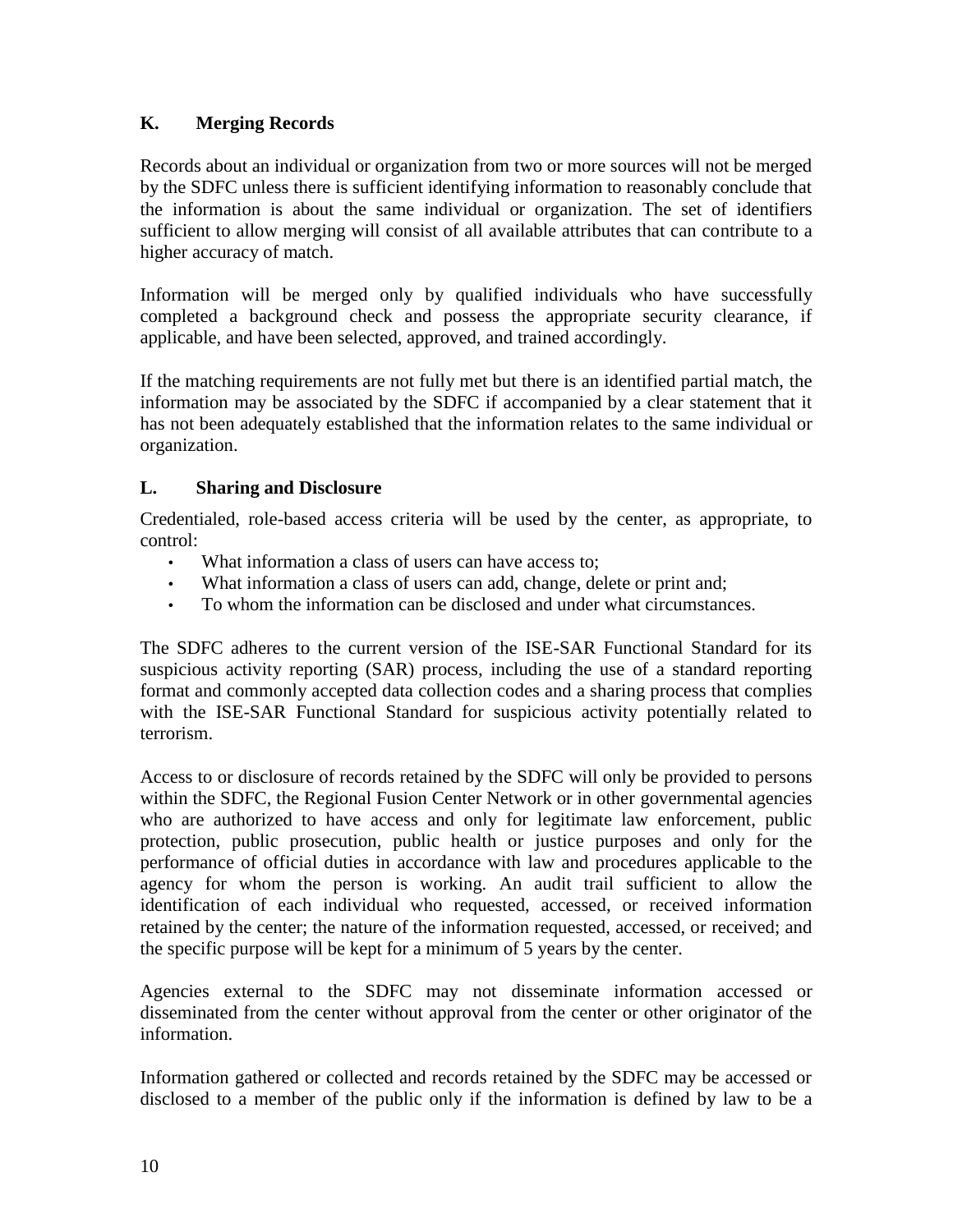### K. Merging Records

Records about an individual or organization from two or more sources will not be merged by the SDFC unless there is sufficient identifying information to reasonably conclude that the information is about the same individual or organization. The set of identifiers sufficient to allow merging will consist of all available attributes that can contribute to a higher accuracy of match.

Information will be merged only by qualified individuals who have successfully completed a background check and possess the appropriate security clearance, if applicable, and have been selected, approved, and trained accordingly.

If the matching requirements are not fully met but there is an identified partial match, the information may be associated by the SDFC if accompanied by a clear statement that it has not been adequately established that the information relates to the same individual or organization.

### L. Sharing and Disclosure

Credentialed, role-based access criteria will be used by the center, as appropriate, to control:

- What information a class of users can have access to;
- What information a class of users can add, change, delete or print and;
- To whom the information can be disclosed and under what circumstances.

The SDFC adheres to the current version of the ISE-SAR Functional Standard for its suspicious activity reporting (SAR) process, including the use of a standard reporting format and commonly accepted data collection codes and a sharing process that complies with the ISE-SAR Functional Standard for suspicious activity potentially related to terrorism.

Access to or disclosure of records retained by the SDFC will only be provided to persons within the SDFC, the Regional Fusion Center Network or in other governmental agencies who are authorized to have access and only for legitimate law enforcement, public protection, public prosecution, public health or justice purposes and only for the performance of official duties in accordance with law and procedures applicable to the agency for whom the person is working. An audit trail sufficient to allow the identification of each individual who requested, accessed, or received information retained by the center; the nature of the information requested, accessed, or received; and the specific purpose will be kept for a minimum of 5 years by the center.

Agencies external to the SDFC may not disseminate information accessed or disseminated from the center without approval from the center or other originator of the information.

Information gathered or collected and records retained by the SDFC may be accessed or disclosed to a member of the public only if the information is defined by law to be a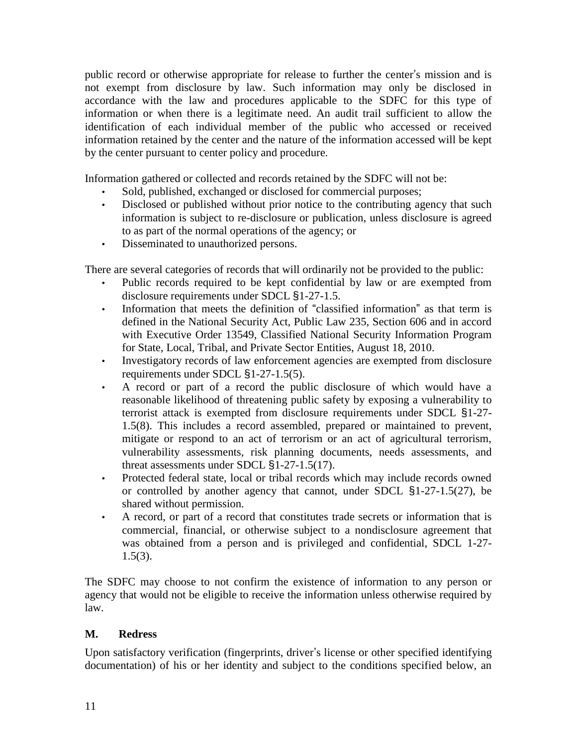public record or otherwise appropriate for release to further the center's mission and is not exempt from disclosure by law. Such information may only be disclosed in accordance with the law and procedures applicable to the SDFC for this type of information or when there is a legitimate need. An audit trail sufficient to allow the identification of each individual member of the public who accessed or received information retained by the center and the nature of the information accessed will be kept by the center pursuant to center policy and procedure.

Information gathered or collected and records retained by the SDFC will not be:

- Sold, published, exchanged or disclosed for commercial purposes;
- Disclosed or published without prior notice to the contributing agency that such information is subject to re-disclosure or publication, unless disclosure is agreed to as part of the normal operations of the agency; or
- Disseminated to unauthorized persons.

There are several categories of records that will ordinarily not be provided to the public:

- Public records required to be kept confidential by law or are exempted from disclosure requirements under SDCL §1-27-1.5.
- Information that meets the definition of "classified information" as that term is defined in the National Security Act, Public Law 235, Section 606 and in accord with Executive Order 13549, Classified National Security Information Program for State, Local, Tribal, and Private Sector Entities, August 18, 2010.
- Investigatory records of law enforcement agencies are exempted from disclosure requirements under SDCL §1-27-1.5(5).
- A record or part of a record the public disclosure of which would have a reasonable likelihood of threatening public safety by exposing a vulnerability to terrorist attack is exempted from disclosure requirements under SDCL §1-27-1.5(8). This includes a record assembled, prepared or maintained to prevent, mitigate or respond to an act of terrorism or an act of agricultural terrorism, vulnerability assessments, risk planning documents, needs assessments, and threat assessments under SDCL §1-27-1.5(17).
- Protected federal state, local or tribal records which may include records owned or controlled by another agency that cannot, under SDCL §1-27-1.5(27), be shared without permission.
- A record, or part of a record that constitutes trade secrets or information that is commercial, financial, or otherwise subject to a nondisclosure agreement that was obtained from a person and is privileged and confidential, SDCL 1-27-1.5(3).

The SDFC may choose to not confirm the existence of information to any person or agency that would not be eligible to receive the information unless otherwise required by law.

## M. Redress

Upon satisfactory verification (fingerprints, driver's license or other specified identifying documentation) of his or her identity and subject to the conditions specified below, an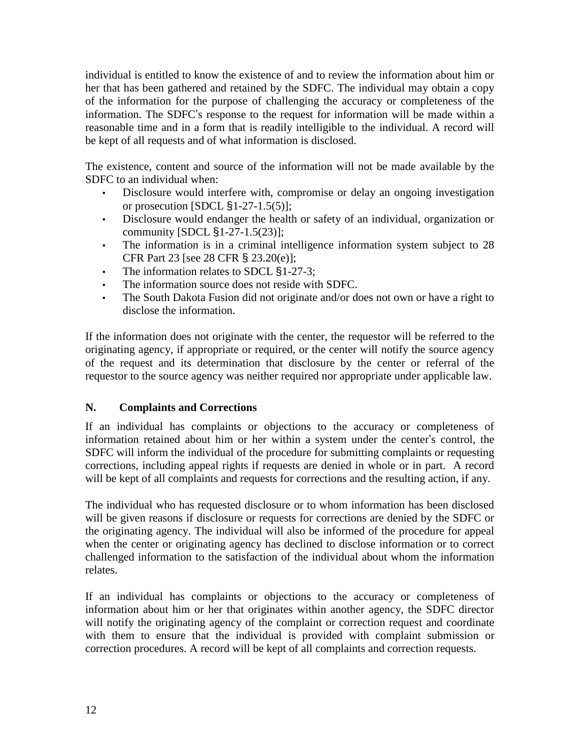individual is entitled to know the existence of and to review the information about him or her that has been gathered and retained by the SDFC. The individual may obtain a copy of the information for the purpose of challenging the accuracy or completeness of the information. The SDFC's response to the request for information will be made within a reasonable time and in a form that is readily intelligible to the individual. A record will be kept of all requests and of what information is disclosed.

The existence, content and source of the information will not be made available by the SDFC to an individual when:

- Disclosure would interfere with, compromise or delay an ongoing investigation or prosecution [SDCL §1-27-1.5(5)];
- Disclosure would endanger the health or safety of an individual, organization or community [SDCL §1-27-1.5(23)];
- The information is in a criminal intelligence information system subject to 28 CFR Part 23 [see 28 CFR § 23.20(e)];
- The information relates to SDCL §1-27-3;
- The information source does not reside with SDFC.
- The South Dakota Fusion did not originate and/or does not own or have a right to disclose the information.

If the information does not originate with the center, the requestor will be referred to the originating agency, if appropriate or required, or the center will notify the source agency of the request and its determination that disclosure by the center or referral of the requestor to the source agency was neither required nor appropriate under applicable law.

## N. Complaints and Corrections

If an individual has complaints or objections to the accuracy or completeness of information retained about him or her within a system under the center's control, the SDFC will inform the individual of the procedure for submitting complaints or requesting corrections, including appeal rights if requests are denied in whole or in part. A record will be kept of all complaints and requests for corrections and the resulting action, if any.

The individual who has requested disclosure or to whom information has been disclosed will be given reasons if disclosure or requests for corrections are denied by the SDFC or the originating agency. The individual will also be informed of the procedure for appeal when the center or originating agency has declined to disclose information or to correct challenged information to the satisfaction of the individual about whom the information relates.

If an individual has complaints or objections to the accuracy or completeness of information about him or her that originates within another agency, the SDFC director will notify the originating agency of the complaint or correction request and coordinate with them to ensure that the individual is provided with complaint submission or correction procedures. A record will be kept of all complaints and correction requests.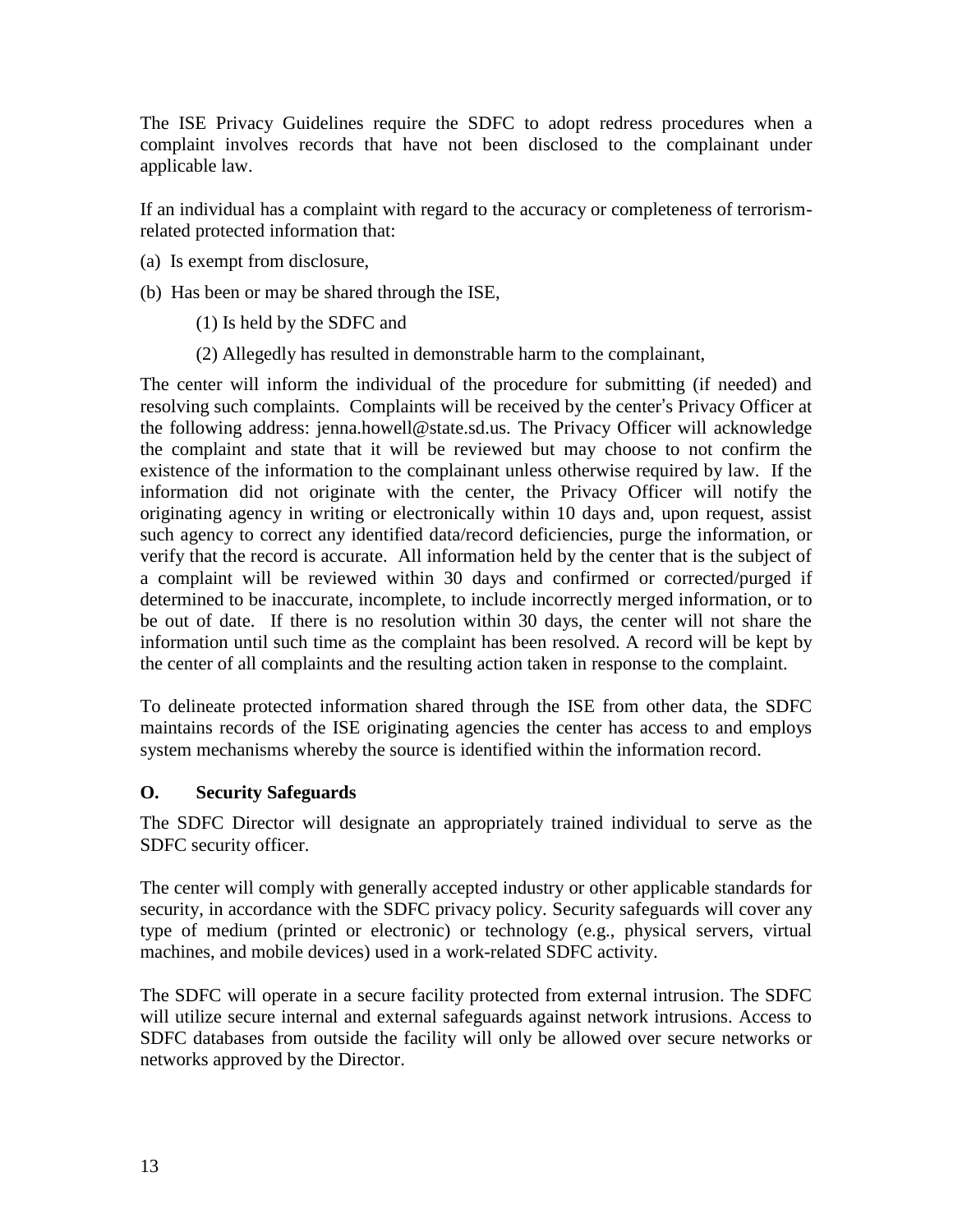The ISE Privacy Guidelines require the SDFC to adopt redress procedures when a complaint involves records that have not been disclosed to the complainant under applicable law.

If an individual has a complaint with regard to the accuracy or completeness of terrorism-related protected information that:

(a) Is exempt from disclosure,

(b) Has been or may be shared through the ISE,

> (1) Is held by the SDFC and
>
> (2) Allegedly has resulted in demonstrable harm to the complainant,

The center will inform the individual of the procedure for submitting (if needed) and resolving such complaints. Complaints will be received by the center's Privacy Officer at the following address: jenna.howell@state.sd.us. The Privacy Officer will acknowledge the complaint and state that it will be reviewed but may choose to not confirm the existence of the information to the complainant unless otherwise required by law. If the information did not originate with the center, the Privacy Officer will notify the originating agency in writing or electronically within 10 days and, upon request, assist such agency to correct any identified data/record deficiencies, purge the information, or verify that the record is accurate. All information held by the center that is the subject of a complaint will be reviewed within 30 days and confirmed or corrected/purged if determined to be inaccurate, incomplete, to include incorrectly merged information, or to be out of date. If there is no resolution within 30 days, the center will not share the information until such time as the complaint has been resolved. A record will be kept by the center of all complaints and the resulting action taken in response to the complaint.

To delineate protected information shared through the ISE from other data, the SDFC maintains records of the ISE originating agencies the center has access to and employs system mechanisms whereby the source is identified within the information record.

## O. Security Safeguards

The SDFC Director will designate an appropriately trained individual to serve as the SDFC security officer.

The center will comply with generally accepted industry or other applicable standards for security, in accordance with the SDFC privacy policy. Security safeguards will cover any type of medium (printed or electronic) or technology (e.g., physical servers, virtual machines, and mobile devices) used in a work-related SDFC activity.

The SDFC will operate in a secure facility protected from external intrusion. The SDFC will utilize secure internal and external safeguards against network intrusions. Access to SDFC databases from outside the facility will only be allowed over secure networks or networks approved by the Director.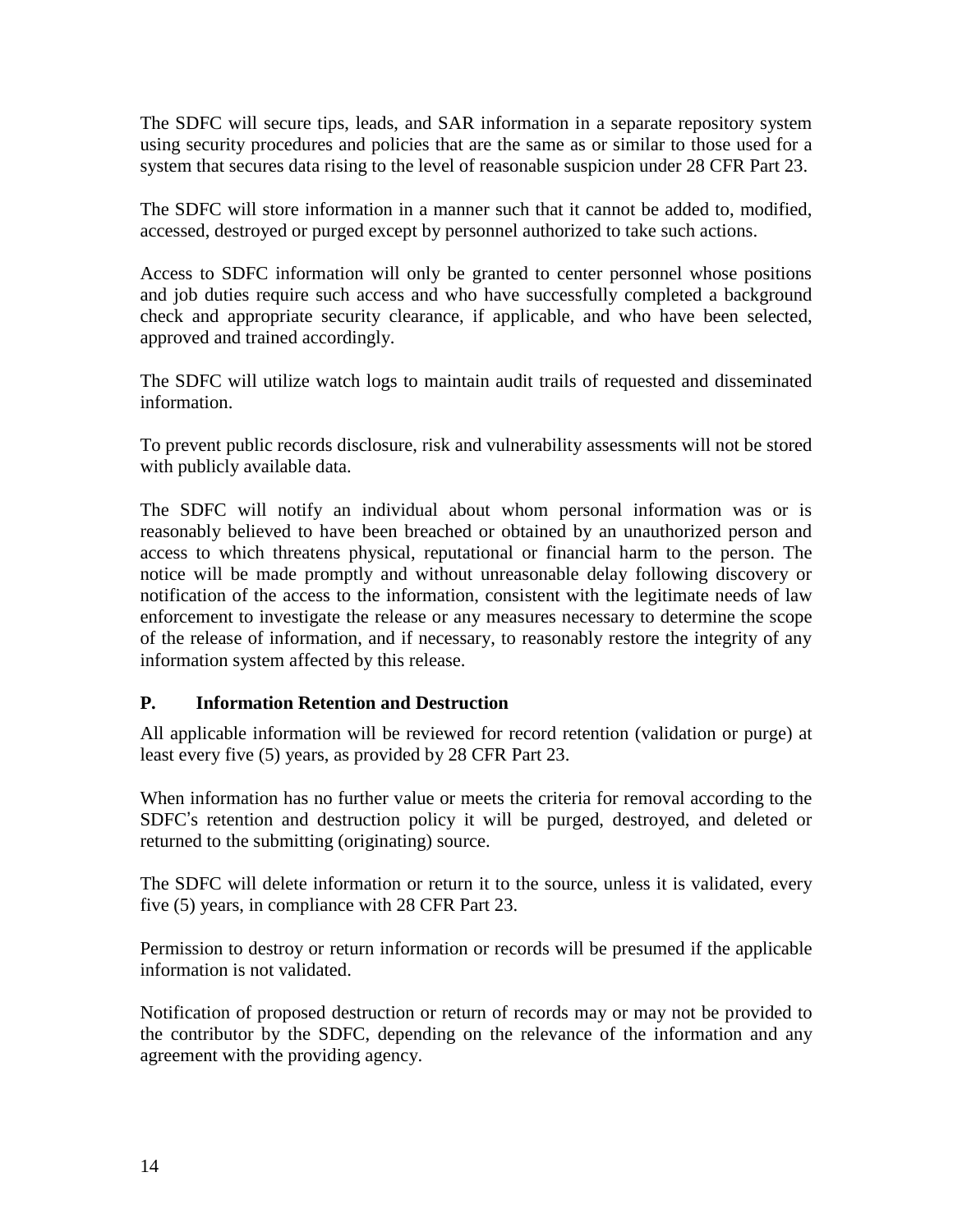The SDFC will secure tips, leads, and SAR information in a separate repository system using security procedures and policies that are the same as or similar to those used for a system that secures data rising to the level of reasonable suspicion under 28 CFR Part 23.

The SDFC will store information in a manner such that it cannot be added to, modified, accessed, destroyed or purged except by personnel authorized to take such actions.

Access to SDFC information will only be granted to center personnel whose positions and job duties require such access and who have successfully completed a background check and appropriate security clearance, if applicable, and who have been selected, approved and trained accordingly.

The SDFC will utilize watch logs to maintain audit trails of requested and disseminated information.

To prevent public records disclosure, risk and vulnerability assessments will not be stored with publicly available data.

The SDFC will notify an individual about whom personal information was or is reasonably believed to have been breached or obtained by an unauthorized person and access to which threatens physical, reputational or financial harm to the person. The notice will be made promptly and without unreasonable delay following discovery or notification of the access to the information, consistent with the legitimate needs of law enforcement to investigate the release or any measures necessary to determine the scope of the release of information, and if necessary, to reasonably restore the integrity of any information system affected by this release.

### P. Information Retention and Destruction

All applicable information will be reviewed for record retention (validation or purge) at least every five (5) years, as provided by 28 CFR Part 23.

When information has no further value or meets the criteria for removal according to the SDFC's retention and destruction policy it will be purged, destroyed, and deleted or returned to the submitting (originating) source.

The SDFC will delete information or return it to the source, unless it is validated, every five (5) years, in compliance with 28 CFR Part 23.

Permission to destroy or return information or records will be presumed if the applicable information is not validated.

Notification of proposed destruction or return of records may or may not be provided to the contributor by the SDFC, depending on the relevance of the information and any agreement with the providing agency.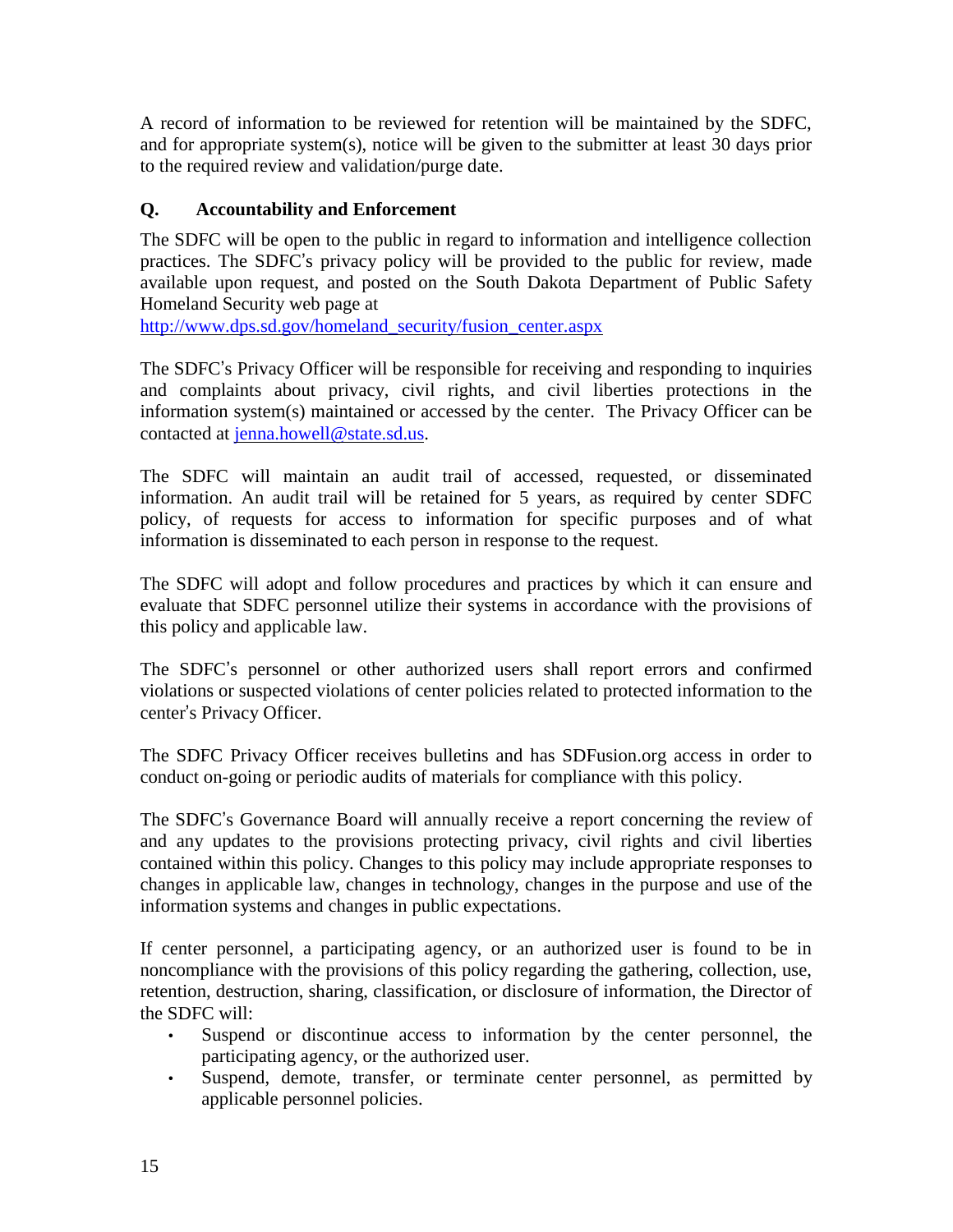A record of information to be reviewed for retention will be maintained by the SDFC, and for appropriate system(s), notice will be given to the submitter at least 30 days prior to the required review and validation/purge date.

## Q. Accountability and Enforcement

The SDFC will be open to the public in regard to information and intelligence collection practices. The SDFC's privacy policy will be provided to the public for review, made available upon request, and posted on the South Dakota Department of Public Safety Homeland Security web page at http://www.dps.sd.gov/homeland_security/fusion_center.aspx

The SDFC's Privacy Officer will be responsible for receiving and responding to inquiries and complaints about privacy, civil rights, and civil liberties protections in the information system(s) maintained or accessed by the center. The Privacy Officer can be contacted at jenna.howell@state.sd.us.

The SDFC will maintain an audit trail of accessed, requested, or disseminated information. An audit trail will be retained for 5 years, as required by center SDFC policy, of requests for access to information for specific purposes and of what information is disseminated to each person in response to the request.

The SDFC will adopt and follow procedures and practices by which it can ensure and evaluate that SDFC personnel utilize their systems in accordance with the provisions of this policy and applicable law.

The SDFC's personnel or other authorized users shall report errors and confirmed violations or suspected violations of center policies related to protected information to the center's Privacy Officer.

The SDFC Privacy Officer receives bulletins and has SDFusion.org access in order to conduct on-going or periodic audits of materials for compliance with this policy.

The SDFC's Governance Board will annually receive a report concerning the review of and any updates to the provisions protecting privacy, civil rights and civil liberties contained within this policy. Changes to this policy may include appropriate responses to changes in applicable law, changes in technology, changes in the purpose and use of the information systems and changes in public expectations.

If center personnel, a participating agency, or an authorized user is found to be in noncompliance with the provisions of this policy regarding the gathering, collection, use, retention, destruction, sharing, classification, or disclosure of information, the Director of the SDFC will:

- Suspend or discontinue access to information by the center personnel, the participating agency, or the authorized user.
- Suspend, demote, transfer, or terminate center personnel, as permitted by applicable personnel policies.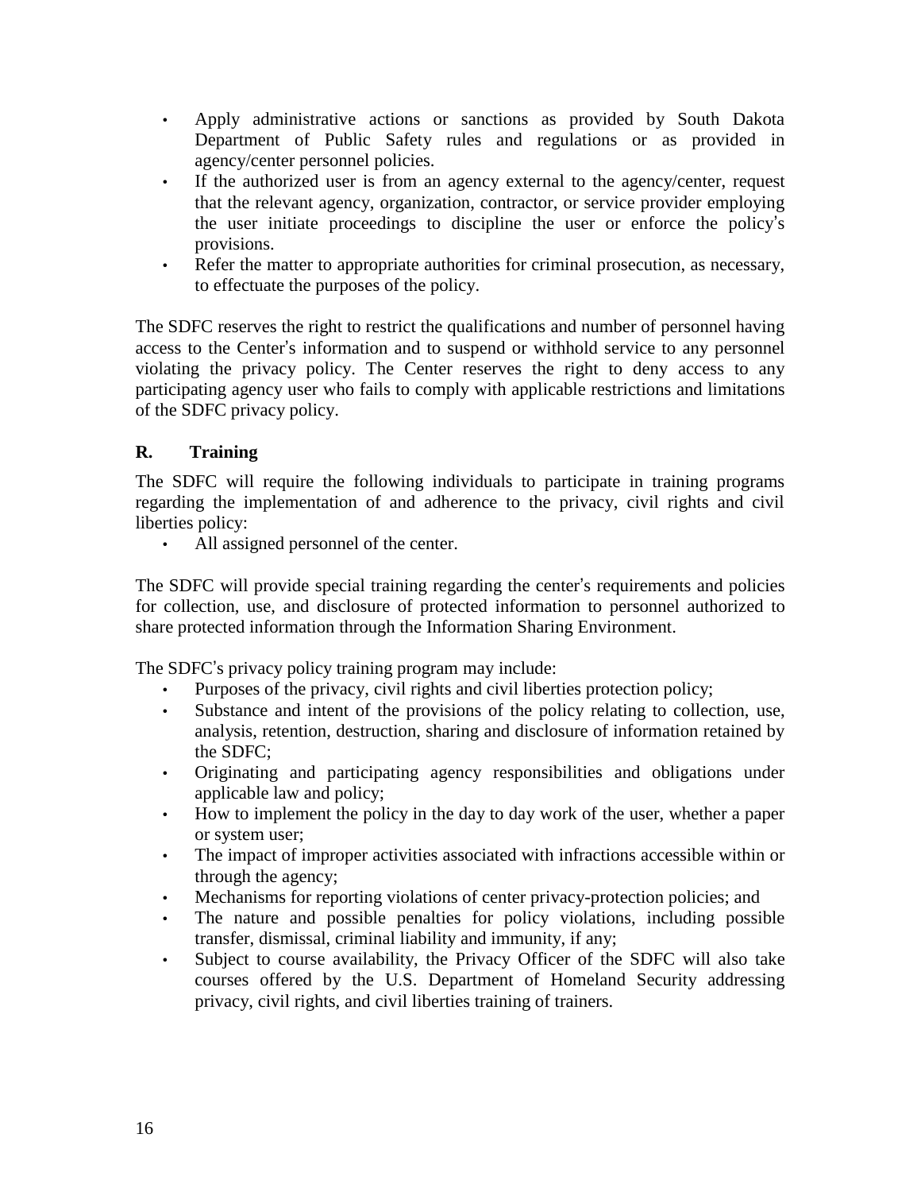- Apply administrative actions or sanctions as provided by South Dakota Department of Public Safety rules and regulations or as provided in agency/center personnel policies.
- If the authorized user is from an agency external to the agency/center, request that the relevant agency, organization, contractor, or service provider employing the user initiate proceedings to discipline the user or enforce the policy's provisions.
- Refer the matter to appropriate authorities for criminal prosecution, as necessary, to effectuate the purposes of the policy.

The SDFC reserves the right to restrict the qualifications and number of personnel having access to the Center's information and to suspend or withhold service to any personnel violating the privacy policy. The Center reserves the right to deny access to any participating agency user who fails to comply with applicable restrictions and limitations of the SDFC privacy policy.

## R. Training

The SDFC will require the following individuals to participate in training programs regarding the implementation of and adherence to the privacy, civil rights and civil liberties policy:

- All assigned personnel of the center.

The SDFC will provide special training regarding the center's requirements and policies for collection, use, and disclosure of protected information to personnel authorized to share protected information through the Information Sharing Environment.

The SDFC's privacy policy training program may include:

- Purposes of the privacy, civil rights and civil liberties protection policy;
- Substance and intent of the provisions of the policy relating to collection, use, analysis, retention, destruction, sharing and disclosure of information retained by the SDFC;
- Originating and participating agency responsibilities and obligations under applicable law and policy;
- How to implement the policy in the day to day work of the user, whether a paper or system user;
- The impact of improper activities associated with infractions accessible within or through the agency;
- Mechanisms for reporting violations of center privacy-protection policies; and
- The nature and possible penalties for policy violations, including possible transfer, dismissal, criminal liability and immunity, if any;
- Subject to course availability, the Privacy Officer of the SDFC will also take courses offered by the U.S. Department of Homeland Security addressing privacy, civil rights, and civil liberties training of trainers.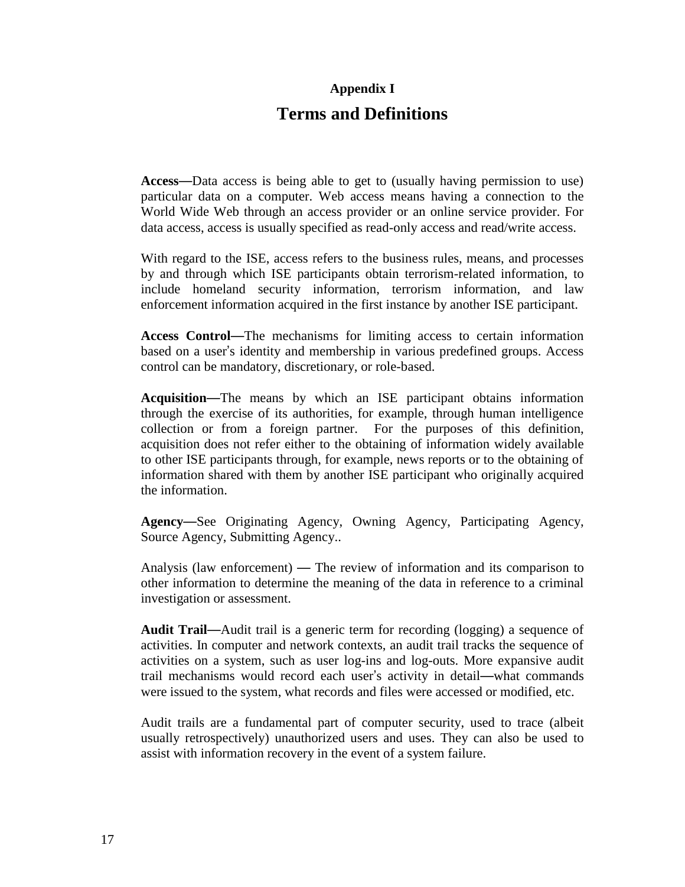## Appendix I

# Terms and Definitions

**Access—**Data access is being able to get to (usually having permission to use) particular data on a computer. Web access means having a connection to the World Wide Web through an access provider or an online service provider. For data access, access is usually specified as read-only access and read/write access.

With regard to the ISE, access refers to the business rules, means, and processes by and through which ISE participants obtain terrorism-related information, to include homeland security information, terrorism information, and law enforcement information acquired in the first instance by another ISE participant.

**Access Control—**The mechanisms for limiting access to certain information based on a user's identity and membership in various predefined groups. Access control can be mandatory, discretionary, or role-based.

**Acquisition—**The means by which an ISE participant obtains information through the exercise of its authorities, for example, through human intelligence collection or from a foreign partner. For the purposes of this definition, acquisition does not refer either to the obtaining of information widely available to other ISE participants through, for example, news reports or to the obtaining of information shared with them by another ISE participant who originally acquired the information.

**Agency—**See Originating Agency, Owning Agency, Participating Agency, Source Agency, Submitting Agency..

Analysis (law enforcement) — The review of information and its comparison to other information to determine the meaning of the data in reference to a criminal investigation or assessment.

**Audit Trail—**Audit trail is a generic term for recording (logging) a sequence of activities. In computer and network contexts, an audit trail tracks the sequence of activities on a system, such as user log-ins and log-outs. More expansive audit trail mechanisms would record each user's activity in detail—what commands were issued to the system, what records and files were accessed or modified, etc.

Audit trails are a fundamental part of computer security, used to trace (albeit usually retrospectively) unauthorized users and uses. They can also be used to assist with information recovery in the event of a system failure.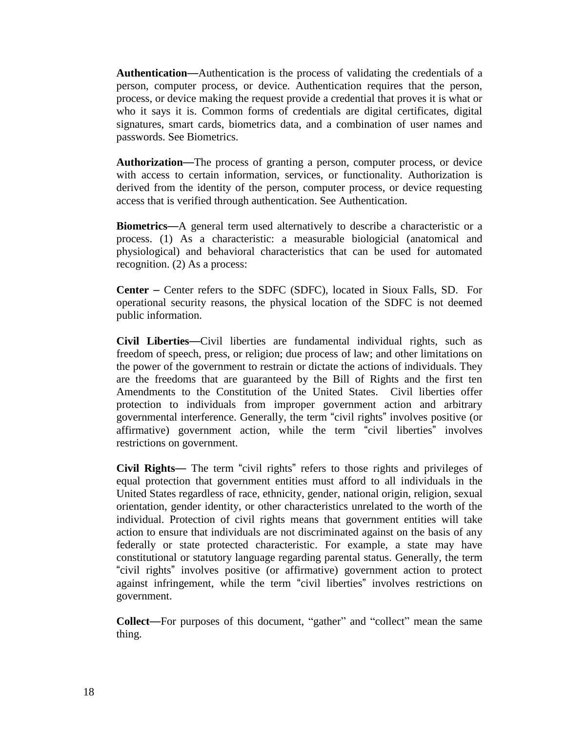**Authentication—**Authentication is the process of validating the credentials of a person, computer process, or device. Authentication requires that the person, process, or device making the request provide a credential that proves it is what or who it says it is. Common forms of credentials are digital certificates, digital signatures, smart cards, biometrics data, and a combination of user names and passwords. See Biometrics.

**Authorization—**The process of granting a person, computer process, or device with access to certain information, services, or functionality. Authorization is derived from the identity of the person, computer process, or device requesting access that is verified through authentication. See Authentication.

**Biometrics—**A general term used alternatively to describe a characteristic or a process. (1) As a characteristic: a measurable biologicial (anatomical and physiological) and behavioral characteristics that can be used for automated recognition. (2) As a process:

**Center –** Center refers to the SDFC (SDFC), located in Sioux Falls, SD. For operational security reasons, the physical location of the SDFC is not deemed public information.

**Civil Liberties—**Civil liberties are fundamental individual rights, such as freedom of speech, press, or religion; due process of law; and other limitations on the power of the government to restrain or dictate the actions of individuals. They are the freedoms that are guaranteed by the Bill of Rights and the first ten Amendments to the Constitution of the United States. Civil liberties offer protection to individuals from improper government action and arbitrary governmental interference. Generally, the term "civil rights" involves positive (or affirmative) government action, while the term "civil liberties" involves restrictions on government.

**Civil Rights—** The term "civil rights" refers to those rights and privileges of equal protection that government entities must afford to all individuals in the United States regardless of race, ethnicity, gender, national origin, religion, sexual orientation, gender identity, or other characteristics unrelated to the worth of the individual. Protection of civil rights means that government entities will take action to ensure that individuals are not discriminated against on the basis of any federally or state protected characteristic. For example, a state may have constitutional or statutory language regarding parental status. Generally, the term "civil rights" involves positive (or affirmative) government action to protect against infringement, while the term "civil liberties" involves restrictions on government.

**Collect—**For purposes of this document, "gather" and "collect" mean the same thing.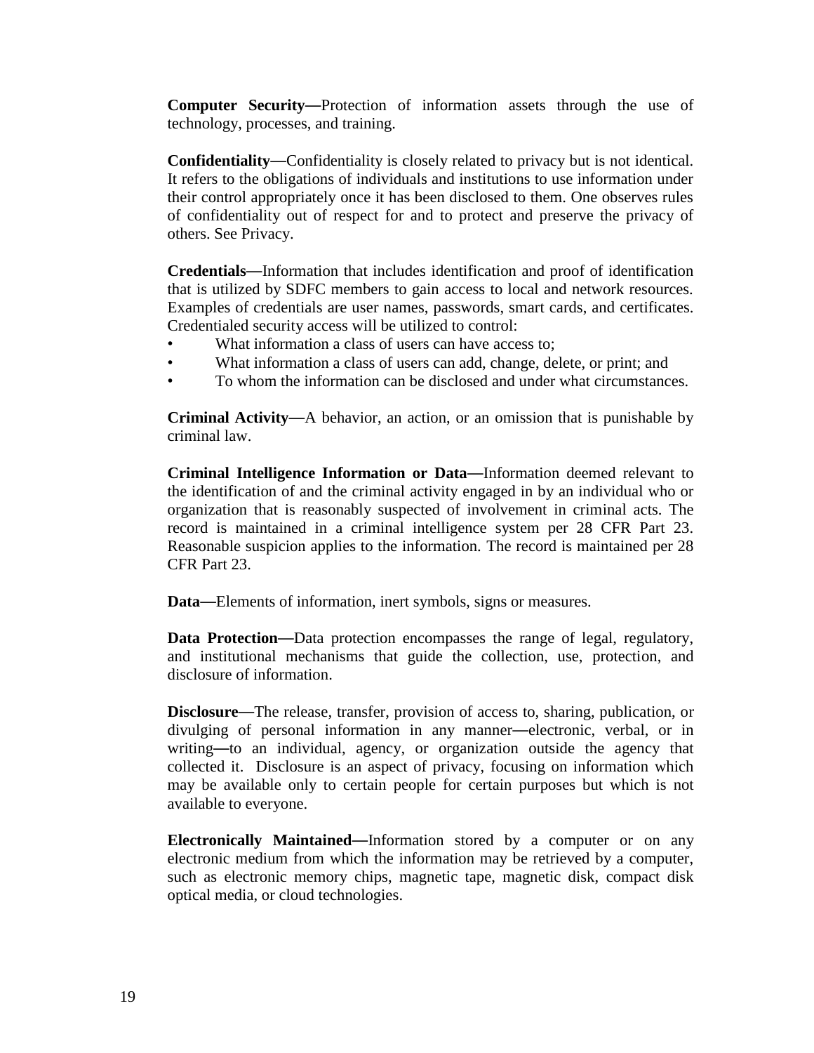**Computer Security—**Protection of information assets through the use of technology, processes, and training.

**Confidentiality—**Confidentiality is closely related to privacy but is not identical. It refers to the obligations of individuals and institutions to use information under their control appropriately once it has been disclosed to them. One observes rules of confidentiality out of respect for and to protect and preserve the privacy of others. See Privacy.

**Credentials—**Information that includes identification and proof of identification that is utilized by SDFC members to gain access to local and network resources. Examples of credentials are user names, passwords, smart cards, and certificates. Credentialed security access will be utilized to control:

- What information a class of users can have access to;
- What information a class of users can add, change, delete, or print; and
- To whom the information can be disclosed and under what circumstances.

**Criminal Activity—**A behavior, an action, or an omission that is punishable by criminal law.

**Criminal Intelligence Information or Data—**Information deemed relevant to the identification of and the criminal activity engaged in by an individual who or organization that is reasonably suspected of involvement in criminal acts. The record is maintained in a criminal intelligence system per 28 CFR Part 23. Reasonable suspicion applies to the information. The record is maintained per 28 CFR Part 23.

**Data—**Elements of information, inert symbols, signs or measures.

**Data Protection—**Data protection encompasses the range of legal, regulatory, and institutional mechanisms that guide the collection, use, protection, and disclosure of information.

**Disclosure—**The release, transfer, provision of access to, sharing, publication, or divulging of personal information in any manner—electronic, verbal, or in writing—to an individual, agency, or organization outside the agency that collected it. Disclosure is an aspect of privacy, focusing on information which may be available only to certain people for certain purposes but which is not available to everyone.

**Electronically Maintained—**Information stored by a computer or on any electronic medium from which the information may be retrieved by a computer, such as electronic memory chips, magnetic tape, magnetic disk, compact disk optical media, or cloud technologies.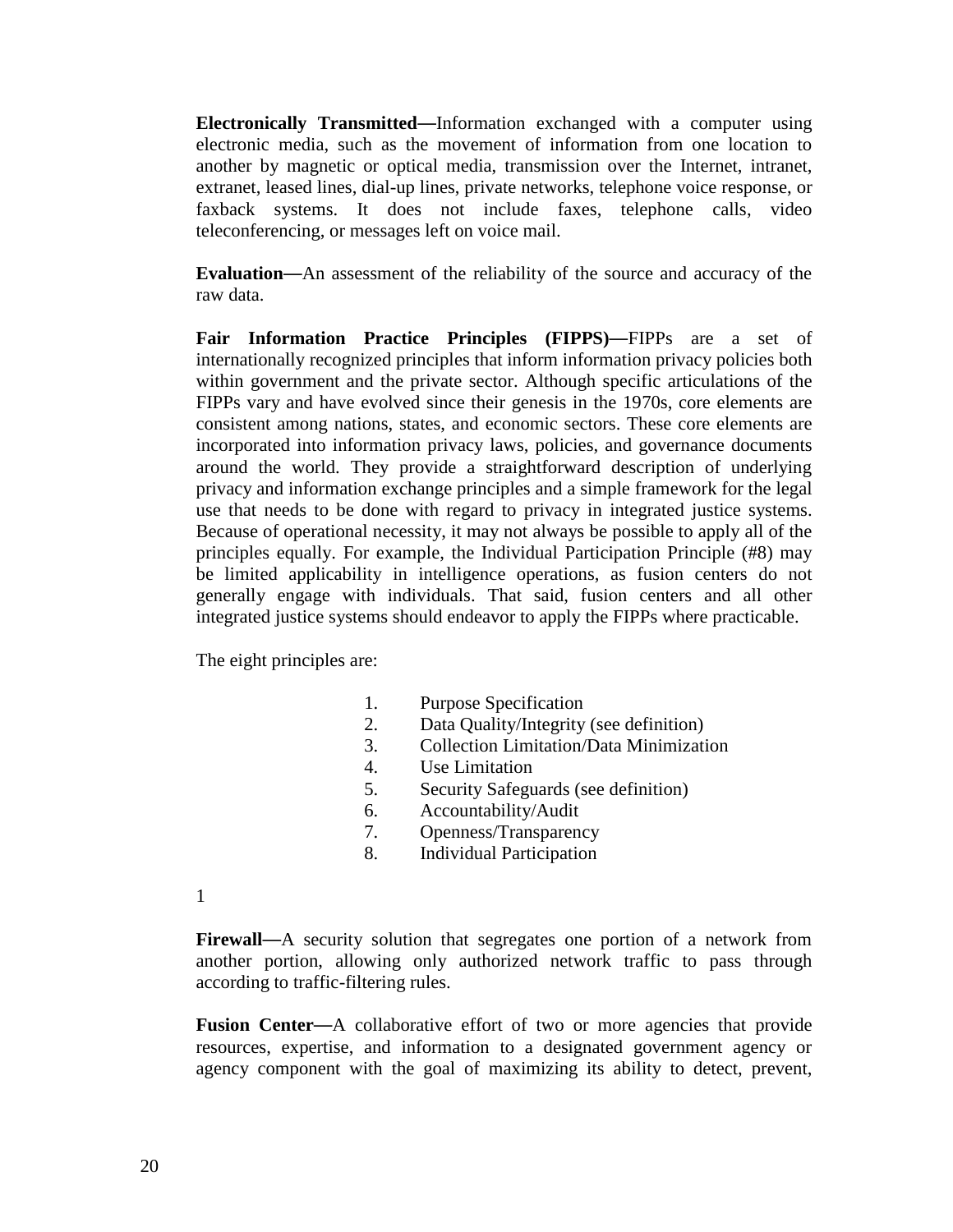**Electronically Transmitted—**Information exchanged with a computer using electronic media, such as the movement of information from one location to another by magnetic or optical media, transmission over the Internet, intranet, extranet, leased lines, dial-up lines, private networks, telephone voice response, or faxback systems. It does not include faxes, telephone calls, video teleconferencing, or messages left on voice mail.

**Evaluation—**An assessment of the reliability of the source and accuracy of the raw data.

**Fair Information Practice Principles (FIPPS)—**FIPPs are a set of internationally recognized principles that inform information privacy policies both within government and the private sector. Although specific articulations of the FIPPs vary and have evolved since their genesis in the 1970s, core elements are consistent among nations, states, and economic sectors. These core elements are incorporated into information privacy laws, policies, and governance documents around the world. They provide a straightforward description of underlying privacy and information exchange principles and a simple framework for the legal use that needs to be done with regard to privacy in integrated justice systems. Because of operational necessity, it may not always be possible to apply all of the principles equally. For example, the Individual Participation Principle (#8) may be limited applicability in intelligence operations, as fusion centers do not generally engage with individuals. That said, fusion centers and all other integrated justice systems should endeavor to apply the FIPPs where practicable.

The eight principles are:

1. Purpose Specification
2. Data Quality/Integrity (see definition)
3. Collection Limitation/Data Minimization
4. Use Limitation
5. Security Safeguards (see definition)
6. Accountability/Audit
7. Openness/Transparency
8. Individual Participation

1

**Firewall—**A security solution that segregates one portion of a network from another portion, allowing only authorized network traffic to pass through according to traffic-filtering rules.

**Fusion Center—**A collaborative effort of two or more agencies that provide resources, expertise, and information to a designated government agency or agency component with the goal of maximizing its ability to detect, prevent,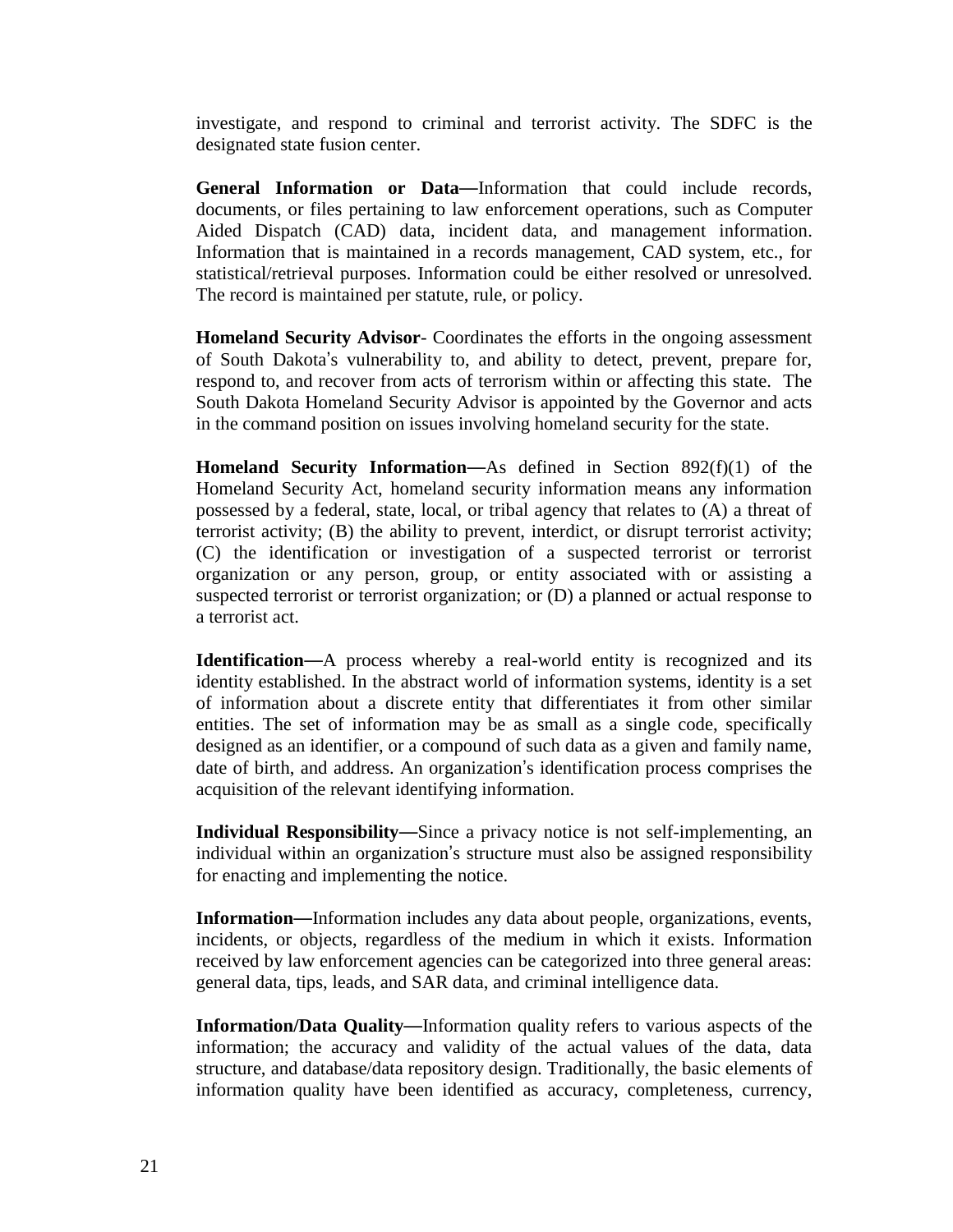investigate, and respond to criminal and terrorist activity. The SDFC is the designated state fusion center.

**General Information or Data—**Information that could include records, documents, or files pertaining to law enforcement operations, such as Computer Aided Dispatch (CAD) data, incident data, and management information. Information that is maintained in a records management, CAD system, etc., for statistical/retrieval purposes. Information could be either resolved or unresolved. The record is maintained per statute, rule, or policy.

**Homeland Security Advisor**- Coordinates the efforts in the ongoing assessment of South Dakota's vulnerability to, and ability to detect, prevent, prepare for, respond to, and recover from acts of terrorism within or affecting this state. The South Dakota Homeland Security Advisor is appointed by the Governor and acts in the command position on issues involving homeland security for the state.

**Homeland Security Information—**As defined in Section 892(f)(1) of the Homeland Security Act, homeland security information means any information possessed by a federal, state, local, or tribal agency that relates to (A) a threat of terrorist activity; (B) the ability to prevent, interdict, or disrupt terrorist activity; (C) the identification or investigation of a suspected terrorist or terrorist organization or any person, group, or entity associated with or assisting a suspected terrorist or terrorist organization; or (D) a planned or actual response to a terrorist act.

**Identification—**A process whereby a real-world entity is recognized and its identity established. In the abstract world of information systems, identity is a set of information about a discrete entity that differentiates it from other similar entities. The set of information may be as small as a single code, specifically designed as an identifier, or a compound of such data as a given and family name, date of birth, and address. An organization's identification process comprises the acquisition of the relevant identifying information.

**Individual Responsibility—**Since a privacy notice is not self-implementing, an individual within an organization's structure must also be assigned responsibility for enacting and implementing the notice.

**Information—**Information includes any data about people, organizations, events, incidents, or objects, regardless of the medium in which it exists. Information received by law enforcement agencies can be categorized into three general areas: general data, tips, leads, and SAR data, and criminal intelligence data.

**Information/Data Quality—**Information quality refers to various aspects of the information; the accuracy and validity of the actual values of the data, data structure, and database/data repository design. Traditionally, the basic elements of information quality have been identified as accuracy, completeness, currency,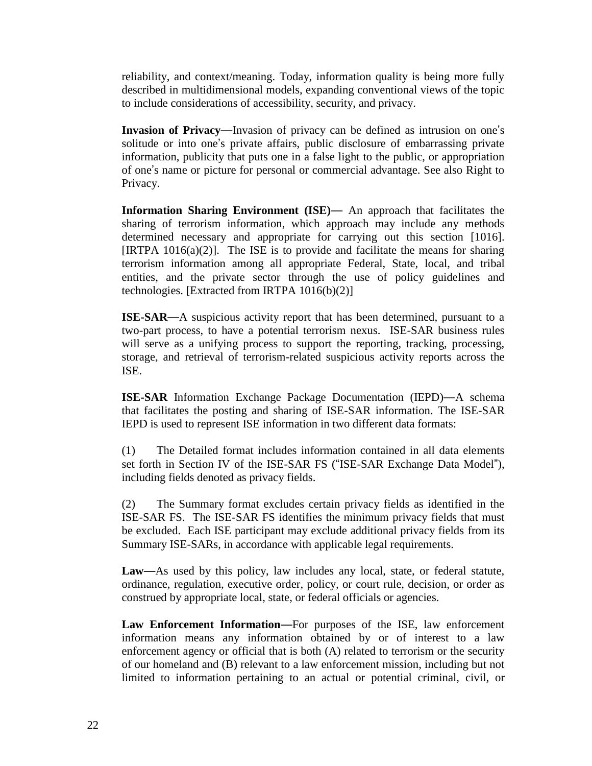reliability, and context/meaning. Today, information quality is being more fully described in multidimensional models, expanding conventional views of the topic to include considerations of accessibility, security, and privacy.

**Invasion of Privacy—**Invasion of privacy can be defined as intrusion on one's solitude or into one's private affairs, public disclosure of embarrassing private information, publicity that puts one in a false light to the public, or appropriation of one's name or picture for personal or commercial advantage. See also Right to Privacy.

**Information Sharing Environment (ISE)—** An approach that facilitates the sharing of terrorism information, which approach may include any methods determined necessary and appropriate for carrying out this section [1016]. [IRTPA 1016(a)(2)]. The ISE is to provide and facilitate the means for sharing terrorism information among all appropriate Federal, State, local, and tribal entities, and the private sector through the use of policy guidelines and technologies. [Extracted from IRTPA 1016(b)(2)]

**ISE-SAR—**A suspicious activity report that has been determined, pursuant to a two-part process, to have a potential terrorism nexus. ISE-SAR business rules will serve as a unifying process to support the reporting, tracking, processing, storage, and retrieval of terrorism-related suspicious activity reports across the ISE.

**ISE-SAR** Information Exchange Package Documentation (IEPD)**—**A schema that facilitates the posting and sharing of ISE-SAR information. The ISE-SAR IEPD is used to represent ISE information in two different data formats:

(1) The Detailed format includes information contained in all data elements set forth in Section IV of the ISE-SAR FS ("ISE-SAR Exchange Data Model"), including fields denoted as privacy fields.

(2) The Summary format excludes certain privacy fields as identified in the ISE-SAR FS. The ISE-SAR FS identifies the minimum privacy fields that must be excluded. Each ISE participant may exclude additional privacy fields from its Summary ISE-SARs, in accordance with applicable legal requirements.

**Law—**As used by this policy, law includes any local, state, or federal statute, ordinance, regulation, executive order, policy, or court rule, decision, or order as construed by appropriate local, state, or federal officials or agencies.

**Law Enforcement Information—**For purposes of the ISE, law enforcement information means any information obtained by or of interest to a law enforcement agency or official that is both (A) related to terrorism or the security of our homeland and (B) relevant to a law enforcement mission, including but not limited to information pertaining to an actual or potential criminal, civil, or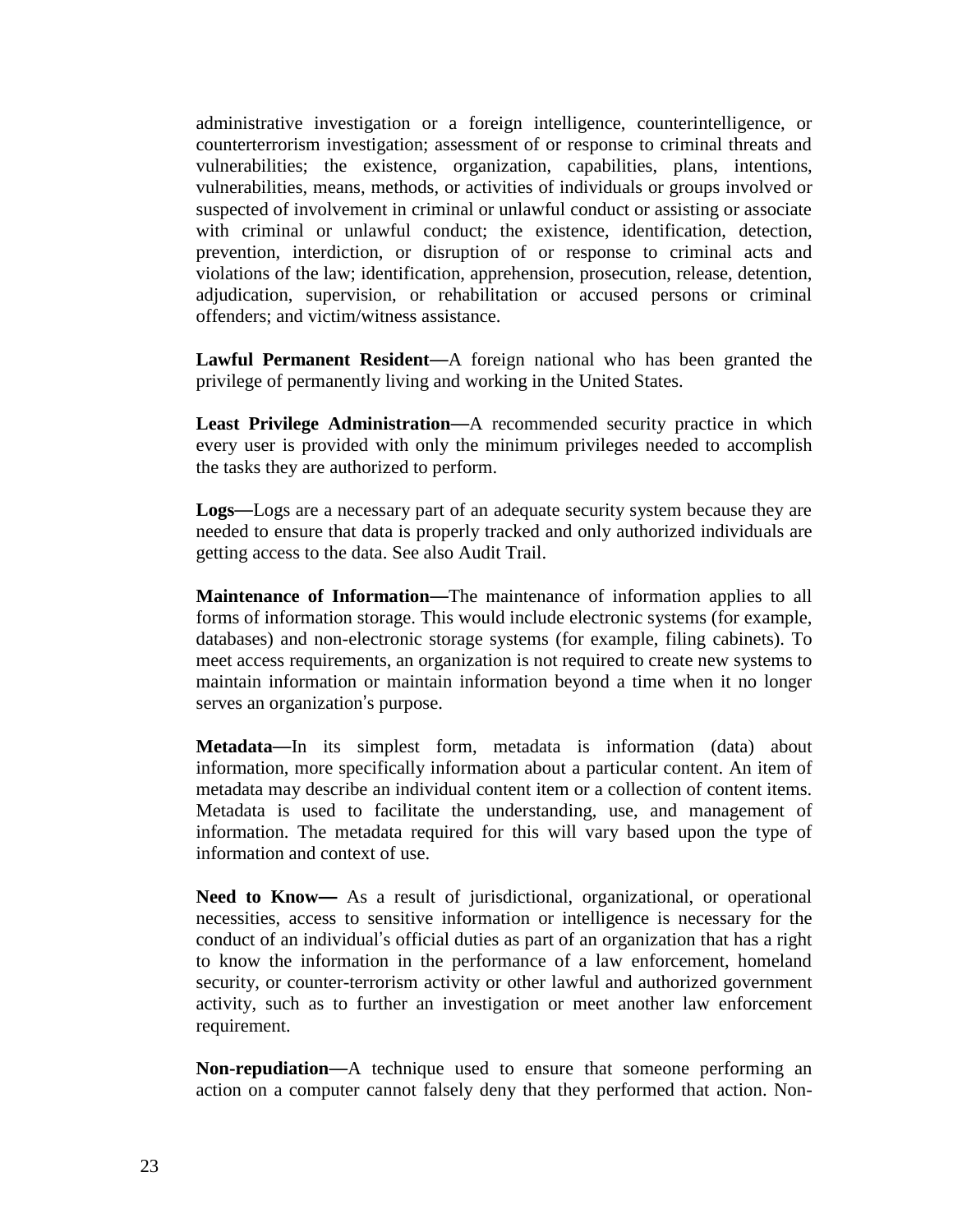administrative investigation or a foreign intelligence, counterintelligence, or counterterrorism investigation; assessment of or response to criminal threats and vulnerabilities; the existence, organization, capabilities, plans, intentions, vulnerabilities, means, methods, or activities of individuals or groups involved or suspected of involvement in criminal or unlawful conduct or assisting or associate with criminal or unlawful conduct; the existence, identification, detection, prevention, interdiction, or disruption of or response to criminal acts and violations of the law; identification, apprehension, prosecution, release, detention, adjudication, supervision, or rehabilitation or accused persons or criminal offenders; and victim/witness assistance.

**Lawful Permanent Resident—**A foreign national who has been granted the privilege of permanently living and working in the United States.

**Least Privilege Administration—**A recommended security practice in which every user is provided with only the minimum privileges needed to accomplish the tasks they are authorized to perform.

**Logs—**Logs are a necessary part of an adequate security system because they are needed to ensure that data is properly tracked and only authorized individuals are getting access to the data. See also Audit Trail.

**Maintenance of Information—**The maintenance of information applies to all forms of information storage. This would include electronic systems (for example, databases) and non-electronic storage systems (for example, filing cabinets). To meet access requirements, an organization is not required to create new systems to maintain information or maintain information beyond a time when it no longer serves an organization's purpose.

**Metadata—**In its simplest form, metadata is information (data) about information, more specifically information about a particular content. An item of metadata may describe an individual content item or a collection of content items. Metadata is used to facilitate the understanding, use, and management of information. The metadata required for this will vary based upon the type of information and context of use.

**Need to Know—** As a result of jurisdictional, organizational, or operational necessities, access to sensitive information or intelligence is necessary for the conduct of an individual's official duties as part of an organization that has a right to know the information in the performance of a law enforcement, homeland security, or counter-terrorism activity or other lawful and authorized government activity, such as to further an investigation or meet another law enforcement requirement.

**Non-repudiation—**A technique used to ensure that someone performing an action on a computer cannot falsely deny that they performed that action. Non-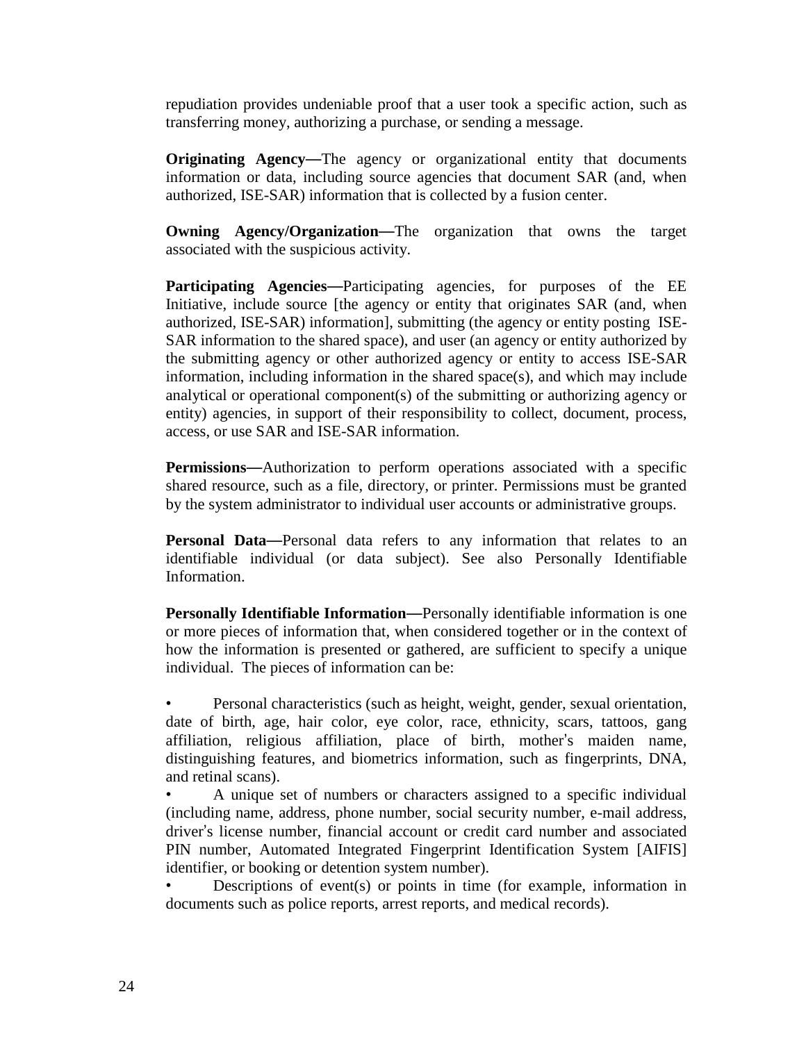repudiation provides undeniable proof that a user took a specific action, such as transferring money, authorizing a purchase, or sending a message.

**Originating Agency—**The agency or organizational entity that documents information or data, including source agencies that document SAR (and, when authorized, ISE-SAR) information that is collected by a fusion center.

**Owning Agency/Organization—**The organization that owns the target associated with the suspicious activity.

**Participating Agencies—**Participating agencies, for purposes of the EE Initiative, include source [the agency or entity that originates SAR (and, when authorized, ISE-SAR) information], submitting (the agency or entity posting ISE-SAR information to the shared space), and user (an agency or entity authorized by the submitting agency or other authorized agency or entity to access ISE-SAR information, including information in the shared space(s), and which may include analytical or operational component(s) of the submitting or authorizing agency or entity) agencies, in support of their responsibility to collect, document, process, access, or use SAR and ISE-SAR information.

**Permissions—**Authorization to perform operations associated with a specific shared resource, such as a file, directory, or printer. Permissions must be granted by the system administrator to individual user accounts or administrative groups.

**Personal Data—**Personal data refers to any information that relates to an identifiable individual (or data subject). See also Personally Identifiable Information.

**Personally Identifiable Information—**Personally identifiable information is one or more pieces of information that, when considered together or in the context of how the information is presented or gathered, are sufficient to specify a unique individual. The pieces of information can be:

- Personal characteristics (such as height, weight, gender, sexual orientation, date of birth, age, hair color, eye color, race, ethnicity, scars, tattoos, gang affiliation, religious affiliation, place of birth, mother's maiden name, distinguishing features, and biometrics information, such as fingerprints, DNA, and retinal scans).
- A unique set of numbers or characters assigned to a specific individual (including name, address, phone number, social security number, e-mail address, driver's license number, financial account or credit card number and associated PIN number, Automated Integrated Fingerprint Identification System [AIFIS] identifier, or booking or detention system number).
- Descriptions of event(s) or points in time (for example, information in documents such as police reports, arrest reports, and medical records).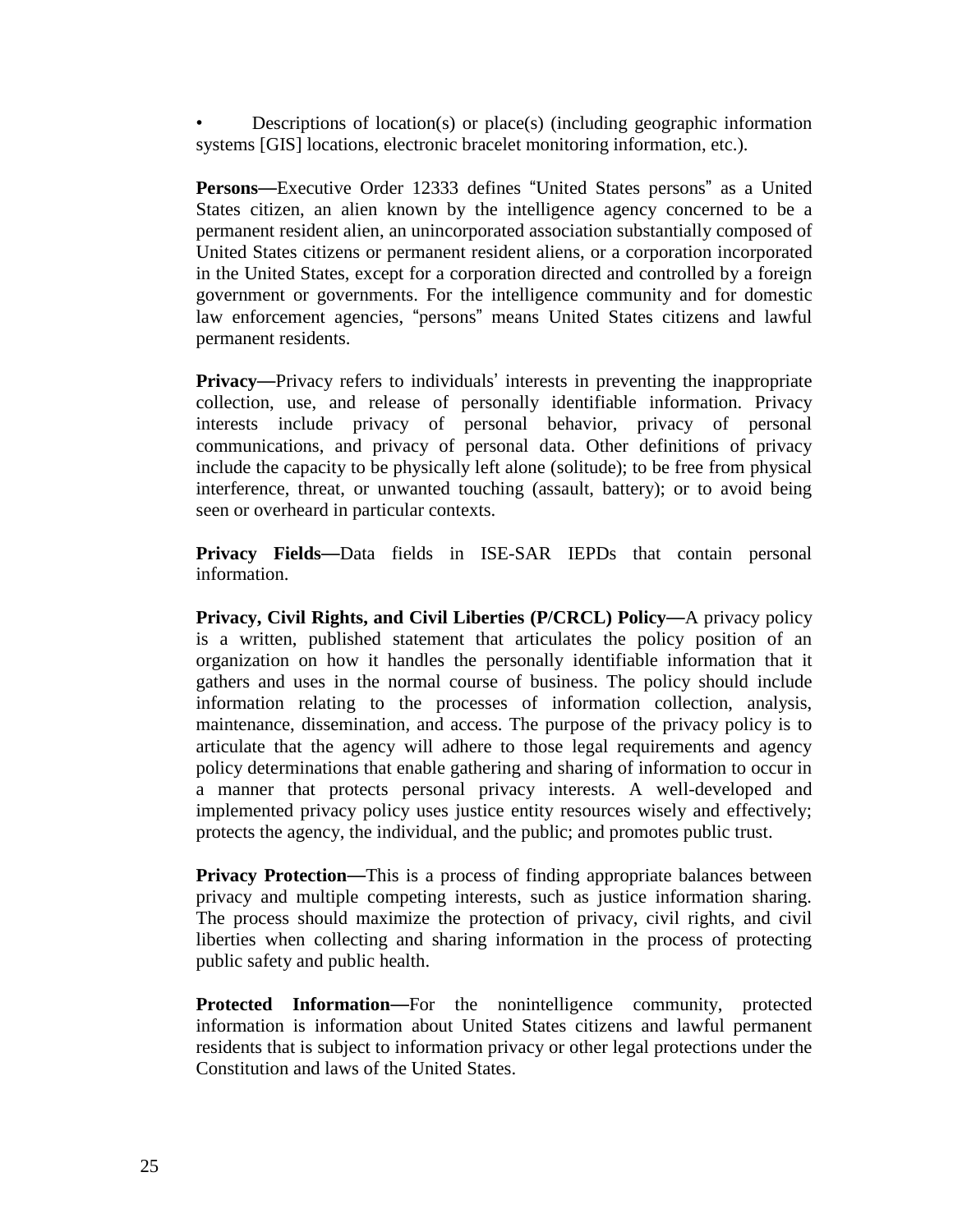- Descriptions of location(s) or place(s) (including geographic information systems [GIS] locations, electronic bracelet monitoring information, etc.).

**Persons—**Executive Order 12333 defines "United States persons" as a United States citizen, an alien known by the intelligence agency concerned to be a permanent resident alien, an unincorporated association substantially composed of United States citizens or permanent resident aliens, or a corporation incorporated in the United States, except for a corporation directed and controlled by a foreign government or governments. For the intelligence community and for domestic law enforcement agencies, "persons" means United States citizens and lawful permanent residents.

**Privacy—**Privacy refers to individuals' interests in preventing the inappropriate collection, use, and release of personally identifiable information. Privacy interests include privacy of personal behavior, privacy of personal communications, and privacy of personal data. Other definitions of privacy include the capacity to be physically left alone (solitude); to be free from physical interference, threat, or unwanted touching (assault, battery); or to avoid being seen or overheard in particular contexts.

**Privacy Fields—**Data fields in ISE-SAR IEPDs that contain personal information.

**Privacy, Civil Rights, and Civil Liberties (P/CRCL) Policy—**A privacy policy is a written, published statement that articulates the policy position of an organization on how it handles the personally identifiable information that it gathers and uses in the normal course of business. The policy should include information relating to the processes of information collection, analysis, maintenance, dissemination, and access. The purpose of the privacy policy is to articulate that the agency will adhere to those legal requirements and agency policy determinations that enable gathering and sharing of information to occur in a manner that protects personal privacy interests. A well-developed and implemented privacy policy uses justice entity resources wisely and effectively; protects the agency, the individual, and the public; and promotes public trust.

**Privacy Protection—**This is a process of finding appropriate balances between privacy and multiple competing interests, such as justice information sharing. The process should maximize the protection of privacy, civil rights, and civil liberties when collecting and sharing information in the process of protecting public safety and public health.

**Protected Information—**For the nonintelligence community, protected information is information about United States citizens and lawful permanent residents that is subject to information privacy or other legal protections under the Constitution and laws of the United States.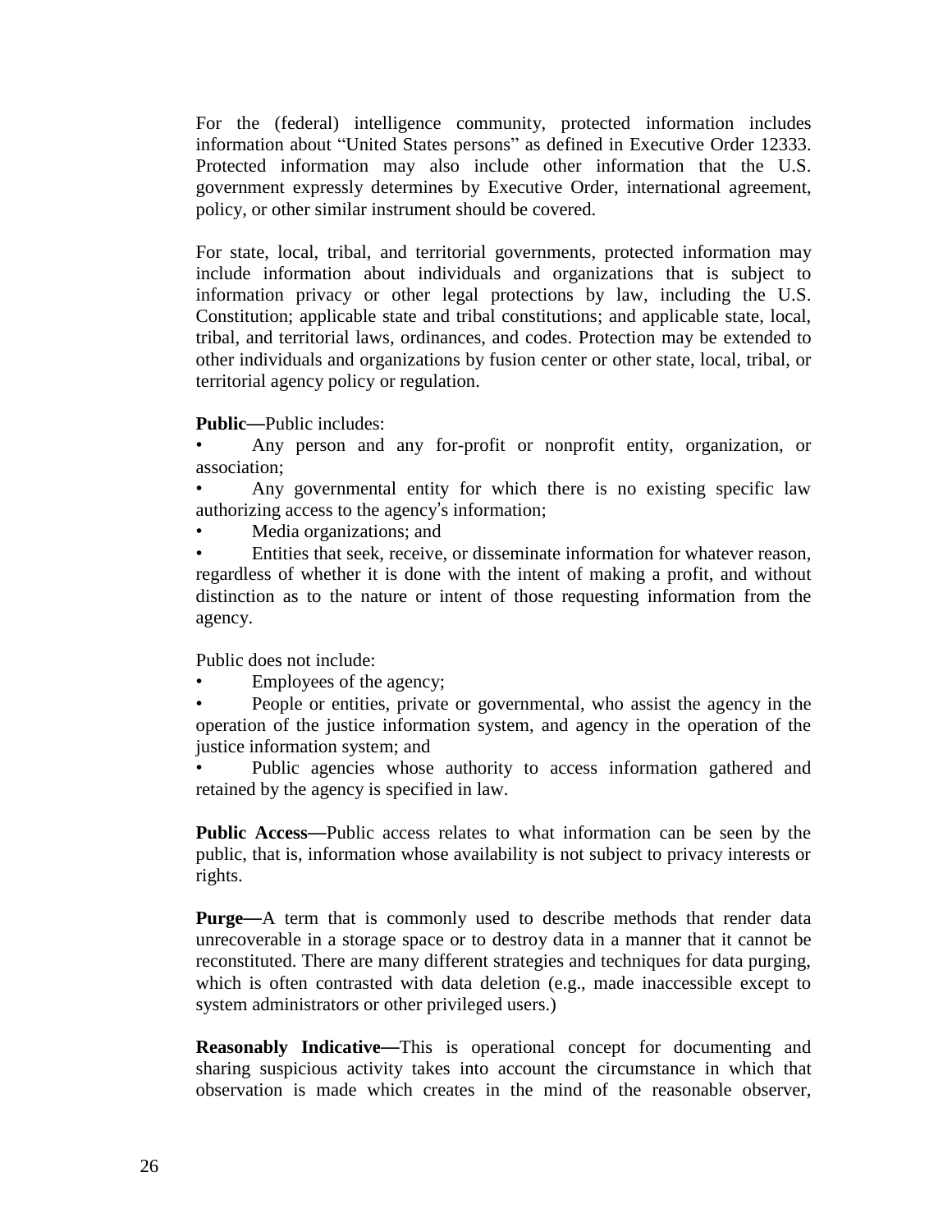For the (federal) intelligence community, protected information includes information about "United States persons" as defined in Executive Order 12333. Protected information may also include other information that the U.S. government expressly determines by Executive Order, international agreement, policy, or other similar instrument should be covered.

For state, local, tribal, and territorial governments, protected information may include information about individuals and organizations that is subject to information privacy or other legal protections by law, including the U.S. Constitution; applicable state and tribal constitutions; and applicable state, local, tribal, and territorial laws, ordinances, and codes. Protection may be extended to other individuals and organizations by fusion center or other state, local, tribal, or territorial agency policy or regulation.

**Public—**Public includes:

- Any person and any for-profit or nonprofit entity, organization, or association;
- Any governmental entity for which there is no existing specific law authorizing access to the agency's information;
- Media organizations; and
- Entities that seek, receive, or disseminate information for whatever reason, regardless of whether it is done with the intent of making a profit, and without distinction as to the nature or intent of those requesting information from the agency.

Public does not include:

- Employees of the agency;
- People or entities, private or governmental, who assist the agency in the operation of the justice information system, and agency in the operation of the justice information system; and
- Public agencies whose authority to access information gathered and retained by the agency is specified in law.

**Public Access—**Public access relates to what information can be seen by the public, that is, information whose availability is not subject to privacy interests or rights.

**Purge—**A term that is commonly used to describe methods that render data unrecoverable in a storage space or to destroy data in a manner that it cannot be reconstituted. There are many different strategies and techniques for data purging, which is often contrasted with data deletion (e.g., made inaccessible except to system administrators or other privileged users.)

**Reasonably Indicative—**This is operational concept for documenting and sharing suspicious activity takes into account the circumstance in which that observation is made which creates in the mind of the reasonable observer,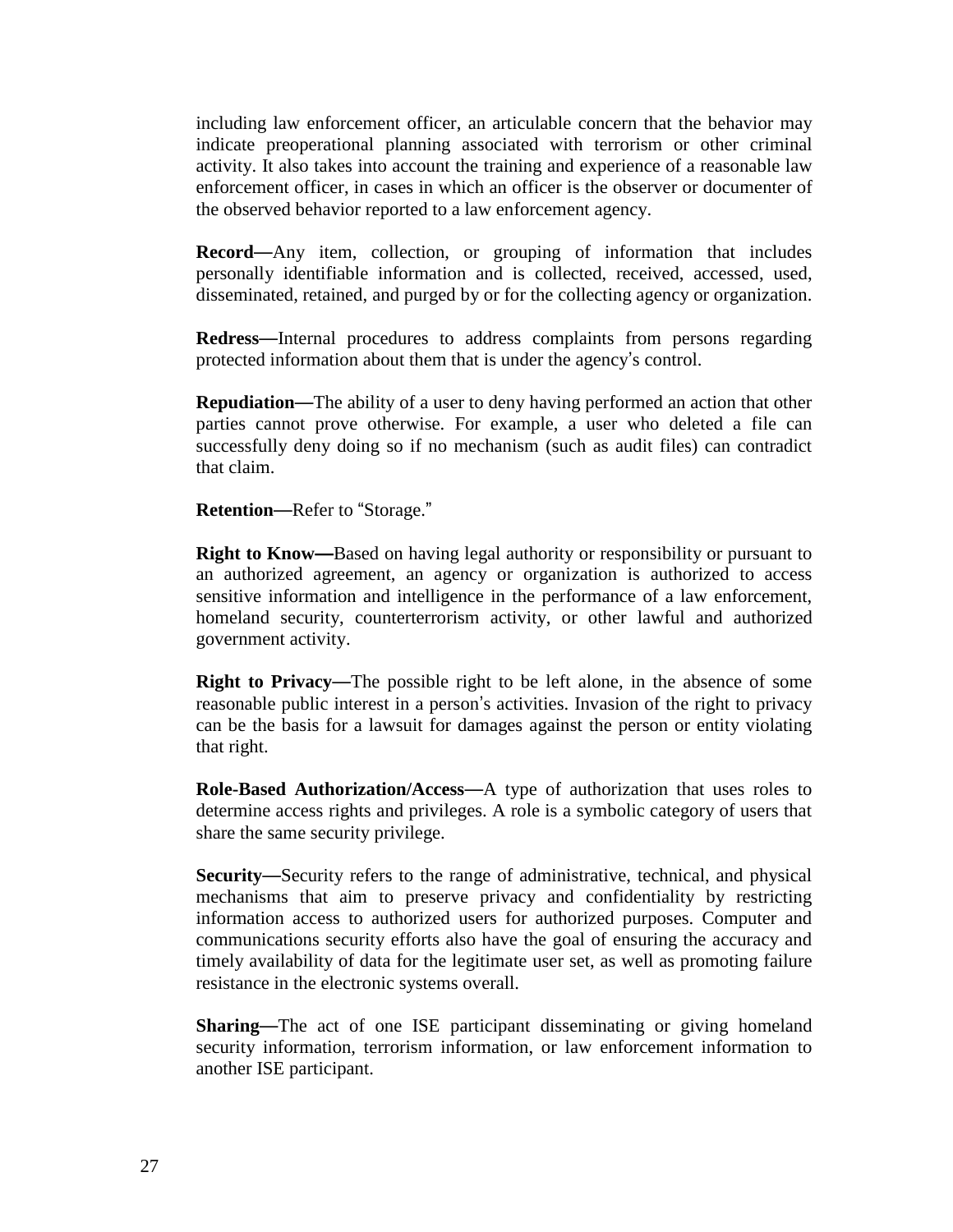including law enforcement officer, an articulable concern that the behavior may indicate preoperational planning associated with terrorism or other criminal activity. It also takes into account the training and experience of a reasonable law enforcement officer, in cases in which an officer is the observer or documenter of the observed behavior reported to a law enforcement agency.

**Record—**Any item, collection, or grouping of information that includes personally identifiable information and is collected, received, accessed, used, disseminated, retained, and purged by or for the collecting agency or organization.

**Redress—**Internal procedures to address complaints from persons regarding protected information about them that is under the agency's control.

**Repudiation—**The ability of a user to deny having performed an action that other parties cannot prove otherwise. For example, a user who deleted a file can successfully deny doing so if no mechanism (such as audit files) can contradict that claim.

**Retention—**Refer to "Storage."

**Right to Know—**Based on having legal authority or responsibility or pursuant to an authorized agreement, an agency or organization is authorized to access sensitive information and intelligence in the performance of a law enforcement, homeland security, counterterrorism activity, or other lawful and authorized government activity.

**Right to Privacy—**The possible right to be left alone, in the absence of some reasonable public interest in a person's activities. Invasion of the right to privacy can be the basis for a lawsuit for damages against the person or entity violating that right.

**Role-Based Authorization/Access—**A type of authorization that uses roles to determine access rights and privileges. A role is a symbolic category of users that share the same security privilege.

**Security—**Security refers to the range of administrative, technical, and physical mechanisms that aim to preserve privacy and confidentiality by restricting information access to authorized users for authorized purposes. Computer and communications security efforts also have the goal of ensuring the accuracy and timely availability of data for the legitimate user set, as well as promoting failure resistance in the electronic systems overall.

**Sharing—**The act of one ISE participant disseminating or giving homeland security information, terrorism information, or law enforcement information to another ISE participant.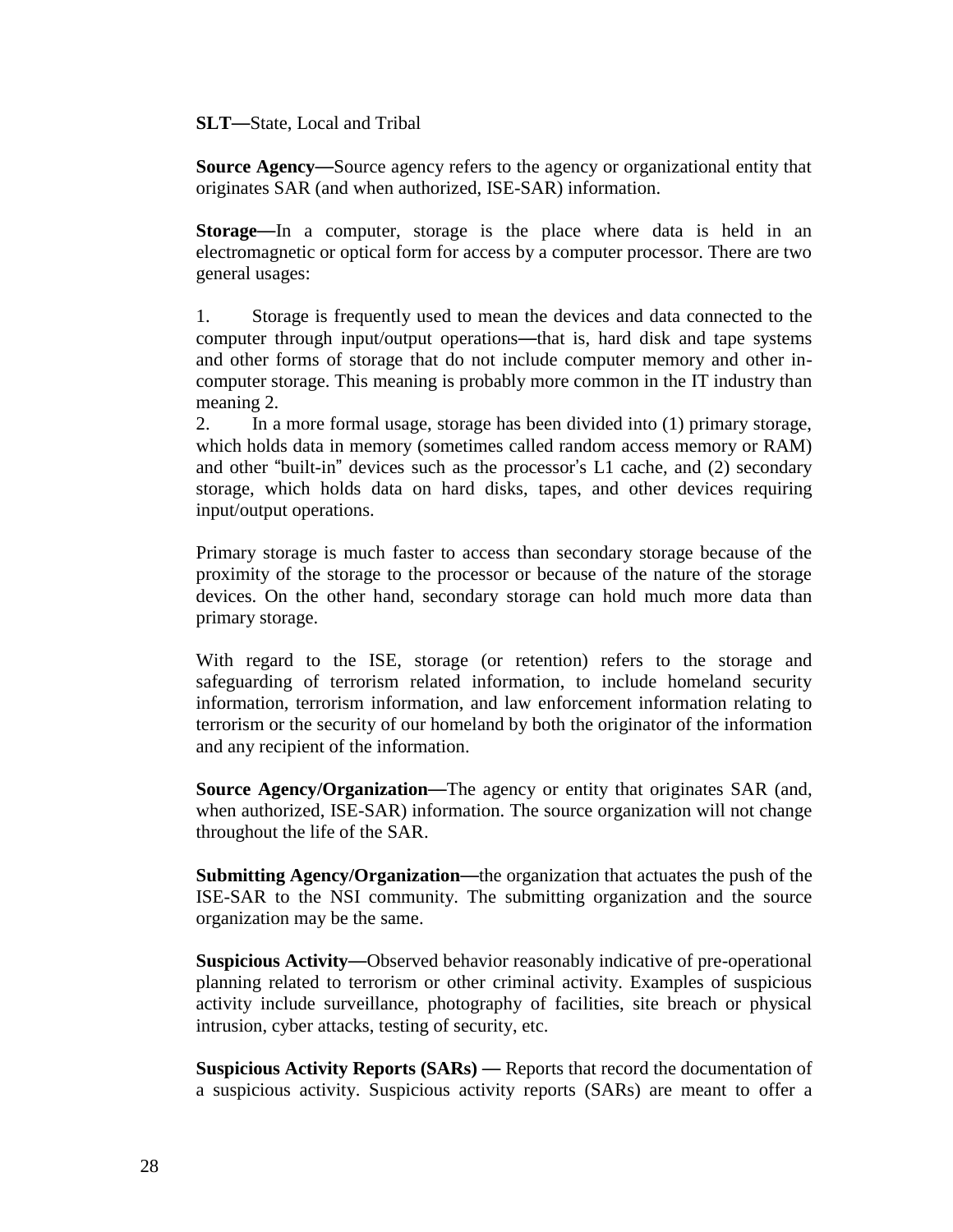**SLT—**State, Local and Tribal

**Source Agency—**Source agency refers to the agency or organizational entity that originates SAR (and when authorized, ISE-SAR) information.

**Storage—**In a computer, storage is the place where data is held in an electromagnetic or optical form for access by a computer processor. There are two general usages:

1. Storage is frequently used to mean the devices and data connected to the computer through input/output operations—that is, hard disk and tape systems and other forms of storage that do not include computer memory and other in-computer storage. This meaning is probably more common in the IT industry than meaning 2.
2. In a more formal usage, storage has been divided into (1) primary storage, which holds data in memory (sometimes called random access memory or RAM) and other "built-in" devices such as the processor's L1 cache, and (2) secondary storage, which holds data on hard disks, tapes, and other devices requiring input/output operations.

Primary storage is much faster to access than secondary storage because of the proximity of the storage to the processor or because of the nature of the storage devices. On the other hand, secondary storage can hold much more data than primary storage.

With regard to the ISE, storage (or retention) refers to the storage and safeguarding of terrorism related information, to include homeland security information, terrorism information, and law enforcement information relating to terrorism or the security of our homeland by both the originator of the information and any recipient of the information.

**Source Agency/Organization—**The agency or entity that originates SAR (and, when authorized, ISE-SAR) information. The source organization will not change throughout the life of the SAR.

**Submitting Agency/Organization—**the organization that actuates the push of the ISE-SAR to the NSI community. The submitting organization and the source organization may be the same.

**Suspicious Activity—**Observed behavior reasonably indicative of pre-operational planning related to terrorism or other criminal activity. Examples of suspicious activity include surveillance, photography of facilities, site breach or physical intrusion, cyber attacks, testing of security, etc.

**Suspicious Activity Reports (SARs) —** Reports that record the documentation of a suspicious activity. Suspicious activity reports (SARs) are meant to offer a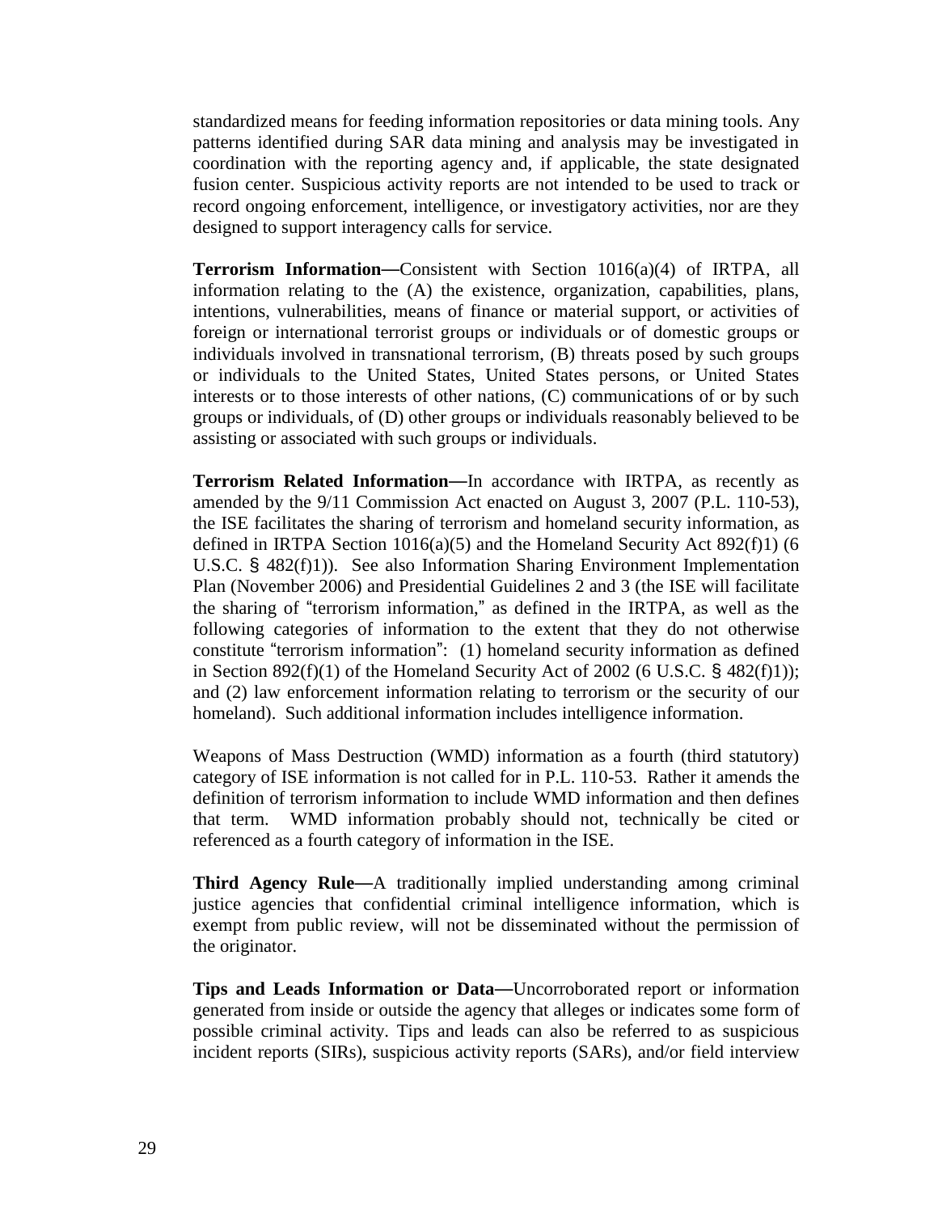standardized means for feeding information repositories or data mining tools. Any patterns identified during SAR data mining and analysis may be investigated in coordination with the reporting agency and, if applicable, the state designated fusion center. Suspicious activity reports are not intended to be used to track or record ongoing enforcement, intelligence, or investigatory activities, nor are they designed to support interagency calls for service.

**Terrorism Information—**Consistent with Section 1016(a)(4) of IRTPA, all information relating to the (A) the existence, organization, capabilities, plans, intentions, vulnerabilities, means of finance or material support, or activities of foreign or international terrorist groups or individuals or of domestic groups or individuals involved in transnational terrorism, (B) threats posed by such groups or individuals to the United States, United States persons, or United States interests or to those interests of other nations, (C) communications of or by such groups or individuals, of (D) other groups or individuals reasonably believed to be assisting or associated with such groups or individuals.

**Terrorism Related Information—**In accordance with IRTPA, as recently as amended by the 9/11 Commission Act enacted on August 3, 2007 (P.L. 110-53), the ISE facilitates the sharing of terrorism and homeland security information, as defined in IRTPA Section 1016(a)(5) and the Homeland Security Act 892(f)1) (6 U.S.C. § 482(f)1)). See also Information Sharing Environment Implementation Plan (November 2006) and Presidential Guidelines 2 and 3 (the ISE will facilitate the sharing of "terrorism information," as defined in the IRTPA, as well as the following categories of information to the extent that they do not otherwise constitute "terrorism information": (1) homeland security information as defined in Section 892(f)(1) of the Homeland Security Act of 2002 (6 U.S.C. § 482(f)(1)); and (2) law enforcement information relating to terrorism or the security of our homeland). Such additional information includes intelligence information.

Weapons of Mass Destruction (WMD) information as a fourth (third statutory) category of ISE information is not called for in P.L. 110-53. Rather it amends the definition of terrorism information to include WMD information and then defines that term. WMD information probably should not, technically be cited or referenced as a fourth category of information in the ISE.

**Third Agency Rule—**A traditionally implied understanding among criminal justice agencies that confidential criminal intelligence information, which is exempt from public review, will not be disseminated without the permission of the originator.

**Tips and Leads Information or Data—**Uncorroborated report or information generated from inside or outside the agency that alleges or indicates some form of possible criminal activity. Tips and leads can also be referred to as suspicious incident reports (SIRs), suspicious activity reports (SARs), and/or field interview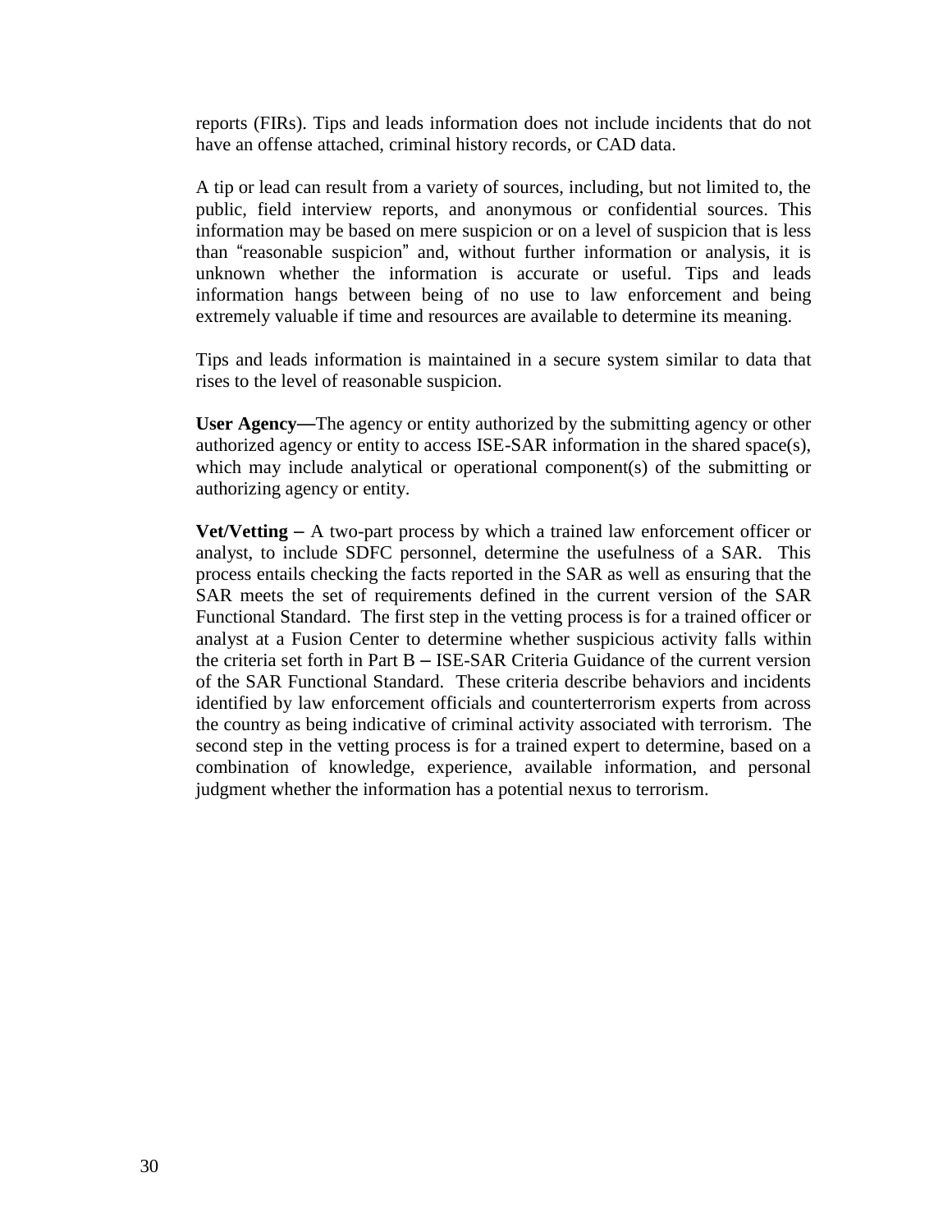reports (FIRs). Tips and leads information does not include incidents that do not have an offense attached, criminal history records, or CAD data.

A tip or lead can result from a variety of sources, including, but not limited to, the public, field interview reports, and anonymous or confidential sources. This information may be based on mere suspicion or on a level of suspicion that is less than "reasonable suspicion" and, without further information or analysis, it is unknown whether the information is accurate or useful. Tips and leads information hangs between being of no use to law enforcement and being extremely valuable if time and resources are available to determine its meaning.

Tips and leads information is maintained in a secure system similar to data that rises to the level of reasonable suspicion.

**User Agency—**The agency or entity authorized by the submitting agency or other authorized agency or entity to access ISE-SAR information in the shared space(s), which may include analytical or operational component(s) of the submitting or authorizing agency or entity.

**Vet/Vetting –** A two-part process by which a trained law enforcement officer or analyst, to include SDFC personnel, determine the usefulness of a SAR. This process entails checking the facts reported in the SAR as well as ensuring that the SAR meets the set of requirements defined in the current version of the SAR Functional Standard. The first step in the vetting process is for a trained officer or analyst at a Fusion Center to determine whether suspicious activity falls within the criteria set forth in Part B – ISE-SAR Criteria Guidance of the current version of the SAR Functional Standard. These criteria describe behaviors and incidents identified by law enforcement officials and counterterrorism experts from across the country as being indicative of criminal activity associated with terrorism. The second step in the vetting process is for a trained expert to determine, based on a combination of knowledge, experience, available information, and personal judgment whether the information has a potential nexus to terrorism.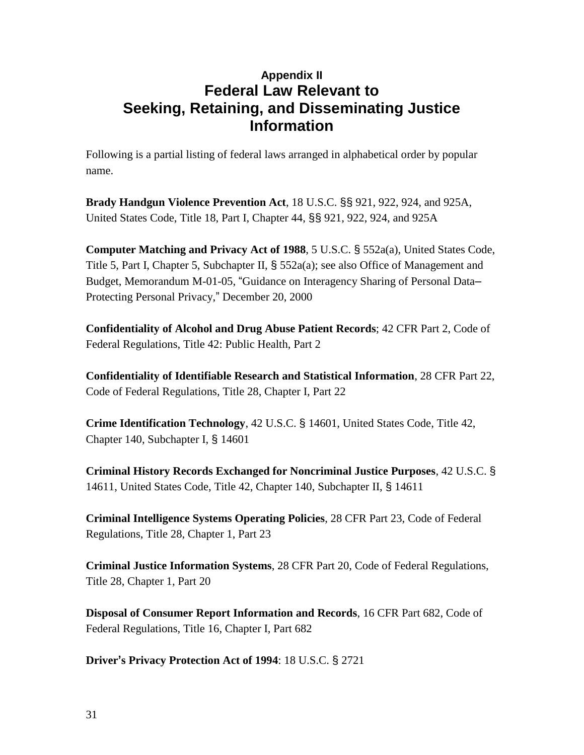### Appendix II

# Federal Law Relevant to Seeking, Retaining, and Disseminating Justice Information

Following is a partial listing of federal laws arranged in alphabetical order by popular name.

**Brady Handgun Violence Prevention Act**, 18 U.S.C. §§ 921, 922, 924, and 925A, United States Code, Title 18, Part I, Chapter 44, §§ 921, 922, 924, and 925A

**Computer Matching and Privacy Act of 1988**, 5 U.S.C. § 552a(a), United States Code, Title 5, Part I, Chapter 5, Subchapter II, § 552a(a); see also Office of Management and Budget, Memorandum M-01-05, "Guidance on Interagency Sharing of Personal Data–Protecting Personal Privacy," December 20, 2000

**Confidentiality of Alcohol and Drug Abuse Patient Records**; 42 CFR Part 2, Code of Federal Regulations, Title 42: Public Health, Part 2

**Confidentiality of Identifiable Research and Statistical Information**, 28 CFR Part 22, Code of Federal Regulations, Title 28, Chapter I, Part 22

**Crime Identification Technology**, 42 U.S.C. § 14601, United States Code, Title 42, Chapter 140, Subchapter I, § 14601

**Criminal History Records Exchanged for Noncriminal Justice Purposes**, 42 U.S.C. § 14611, United States Code, Title 42, Chapter 140, Subchapter II, § 14611

**Criminal Intelligence Systems Operating Policies**, 28 CFR Part 23, Code of Federal Regulations, Title 28, Chapter 1, Part 23

**Criminal Justice Information Systems**, 28 CFR Part 20, Code of Federal Regulations, Title 28, Chapter 1, Part 20

**Disposal of Consumer Report Information and Records**, 16 CFR Part 682, Code of Federal Regulations, Title 16, Chapter I, Part 682

**Driver's Privacy Protection Act of 1994**: 18 U.S.C. § 2721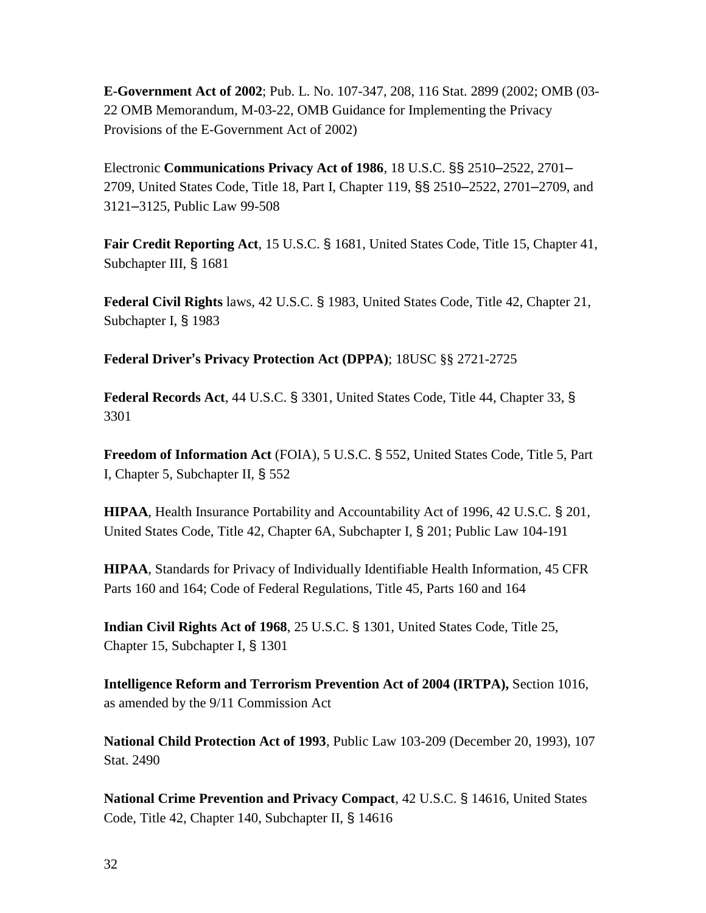**E-Government Act of 2002**; Pub. L. No. 107-347, 208, 116 Stat. 2899 (2002; OMB (03-22 OMB Memorandum, M-03-22, OMB Guidance for Implementing the Privacy Provisions of the E-Government Act of 2002)

Electronic **Communications Privacy Act of 1986**, 18 U.S.C. §§ 2510–2522, 2701–2709, United States Code, Title 18, Part I, Chapter 119, §§ 2510–2522, 2701–2709, and 3121–3125, Public Law 99-508

**Fair Credit Reporting Act**, 15 U.S.C. § 1681, United States Code, Title 15, Chapter 41, Subchapter III, § 1681

**Federal Civil Rights** laws, 42 U.S.C. § 1983, United States Code, Title 42, Chapter 21, Subchapter I, § 1983

**Federal Driver's Privacy Protection Act (DPPA)**; 18USC §§ 2721-2725

**Federal Records Act**, 44 U.S.C. § 3301, United States Code, Title 44, Chapter 33, § 3301

**Freedom of Information Act** (FOIA), 5 U.S.C. § 552, United States Code, Title 5, Part I, Chapter 5, Subchapter II, § 552

**HIPAA**, Health Insurance Portability and Accountability Act of 1996, 42 U.S.C. § 201, United States Code, Title 42, Chapter 6A, Subchapter I, § 201; Public Law 104-191

**HIPAA**, Standards for Privacy of Individually Identifiable Health Information, 45 CFR Parts 160 and 164; Code of Federal Regulations, Title 45, Parts 160 and 164

**Indian Civil Rights Act of 1968**, 25 U.S.C. § 1301, United States Code, Title 25, Chapter 15, Subchapter I, § 1301

**Intelligence Reform and Terrorism Prevention Act of 2004 (IRTPA),** Section 1016, as amended by the 9/11 Commission Act

**National Child Protection Act of 1993**, Public Law 103-209 (December 20, 1993), 107 Stat. 2490

**National Crime Prevention and Privacy Compact**, 42 U.S.C. § 14616, United States Code, Title 42, Chapter 140, Subchapter II, § 14616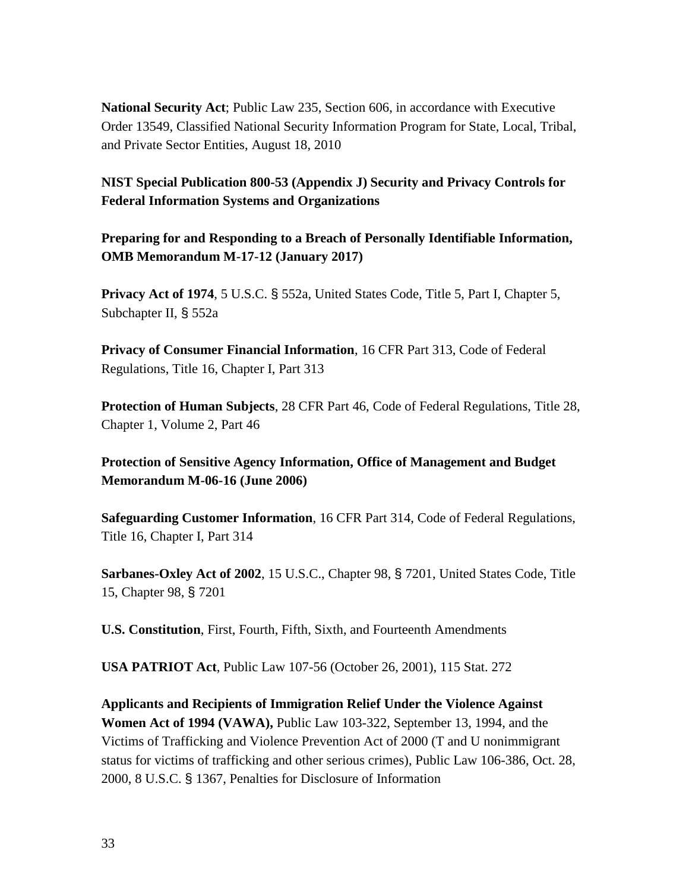**National Security Act**; Public Law 235, Section 606, in accordance with Executive Order 13549, Classified National Security Information Program for State, Local, Tribal, and Private Sector Entities, August 18, 2010

**NIST Special Publication 800-53 (Appendix J) Security and Privacy Controls for Federal Information Systems and Organizations**

**Preparing for and Responding to a Breach of Personally Identifiable Information, OMB Memorandum M-17-12 (January 2017)**

**Privacy Act of 1974**, 5 U.S.C. § 552a, United States Code, Title 5, Part I, Chapter 5, Subchapter II, § 552a

**Privacy of Consumer Financial Information**, 16 CFR Part 313, Code of Federal Regulations, Title 16, Chapter I, Part 313

**Protection of Human Subjects**, 28 CFR Part 46, Code of Federal Regulations, Title 28, Chapter 1, Volume 2, Part 46

**Protection of Sensitive Agency Information, Office of Management and Budget Memorandum M-06-16 (June 2006)**

**Safeguarding Customer Information**, 16 CFR Part 314, Code of Federal Regulations, Title 16, Chapter I, Part 314

**Sarbanes-Oxley Act of 2002**, 15 U.S.C., Chapter 98, § 7201, United States Code, Title 15, Chapter 98, § 7201

**U.S. Constitution**, First, Fourth, Fifth, Sixth, and Fourteenth Amendments

**USA PATRIOT Act**, Public Law 107-56 (October 26, 2001), 115 Stat. 272

**Applicants and Recipients of Immigration Relief Under the Violence Against Women Act of 1994 (VAWA),** Public Law 103-322, September 13, 1994, and the Victims of Trafficking and Violence Prevention Act of 2000 (T and U nonimmigrant status for victims of trafficking and other serious crimes), Public Law 106-386, Oct. 28, 2000, 8 U.S.C. § 1367, Penalties for Disclosure of Information